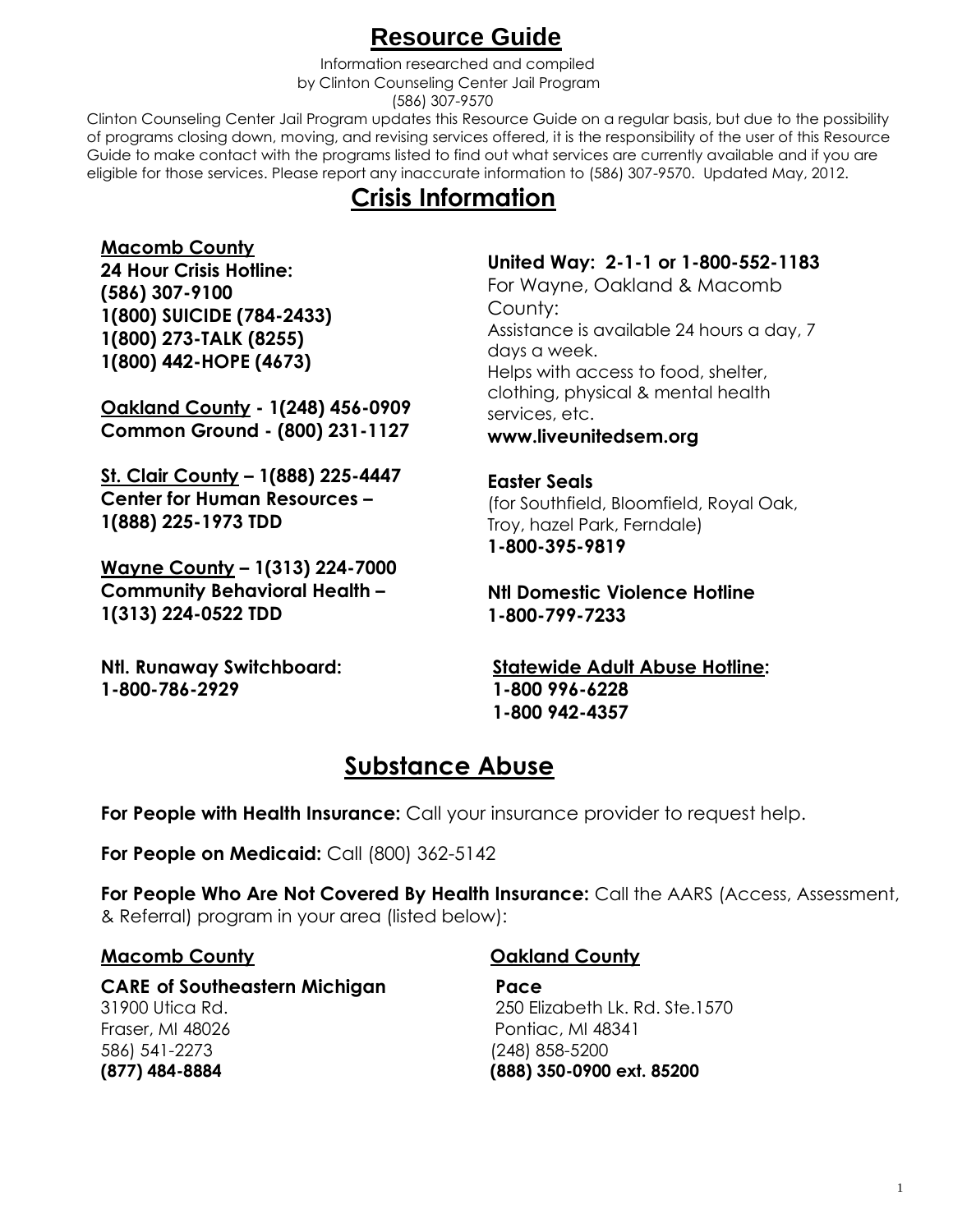# Resource Guide

Information researched and compiled
by Clinton Counseling Center Jail Program
(586) 307-9570

Clinton Counseling Center Jail Program updates this Resource Guide on a regular basis, but due to the possibility of programs closing down, moving, and revising services offered, it is the responsibility of the user of this Resource Guide to make contact with the programs listed to find out what services are currently available and if you are eligible for those services. Please report any inaccurate information to (586) 307-9570. Updated May, 2012.

## Crisis Information

**Macomb County**
**24 Hour Crisis Hotline:**
**(586) 307-9100**
**1(800) SUICIDE (784-2433)**
**1(800) 273-TALK (8255)**
**1(800) 442-HOPE (4673)**

**Oakland County - 1(248) 456-0909**
**Common Ground - (800) 231-1127**

**St. Clair County – 1(888) 225-4447**
**Center for Human Resources – 1(888) 225-1973 TDD**

**Wayne County – 1(313) 224-7000**
**Community Behavioral Health – 1(313) 224-0522 TDD**

**Ntl. Runaway Switchboard:**
**1-800-786-2929**

**United Way: 2-1-1 or 1-800-552-1183**
For Wayne, Oakland & Macomb County:
Assistance is available 24 hours a day, 7 days a week.
Helps with access to food, shelter, clothing, physical & mental health services, etc.
**www.liveunitedsem.org**

**Easter Seals**
(for Southfield, Bloomfield, Royal Oak, Troy, hazel Park, Ferndale)
**1-800-395-9819**

**Ntl Domestic Violence Hotline**
**1-800-799-7233**

**Statewide Adult Abuse Hotline:**
**1-800 996-6228**
**1-800 942-4357**

## Substance Abuse

**For People with Health Insurance:** Call your insurance provider to request help.

**For People on Medicaid:** Call (800) 362-5142

**For People Who Are Not Covered By Health Insurance:** Call the AARS (Access, Assessment, & Referral) program in your area (listed below):

**Macomb County**

**CARE of Southeastern Michigan**
31900 Utica Rd.
Fraser, MI 48026
586) 541-2273
**(877) 484-8884**

**Oakland County**

**Pace**
250 Elizabeth Lk. Rd. Ste.1570
Pontiac, MI 48341
(248) 858-5200
**(888) 350-0900 ext. 85200**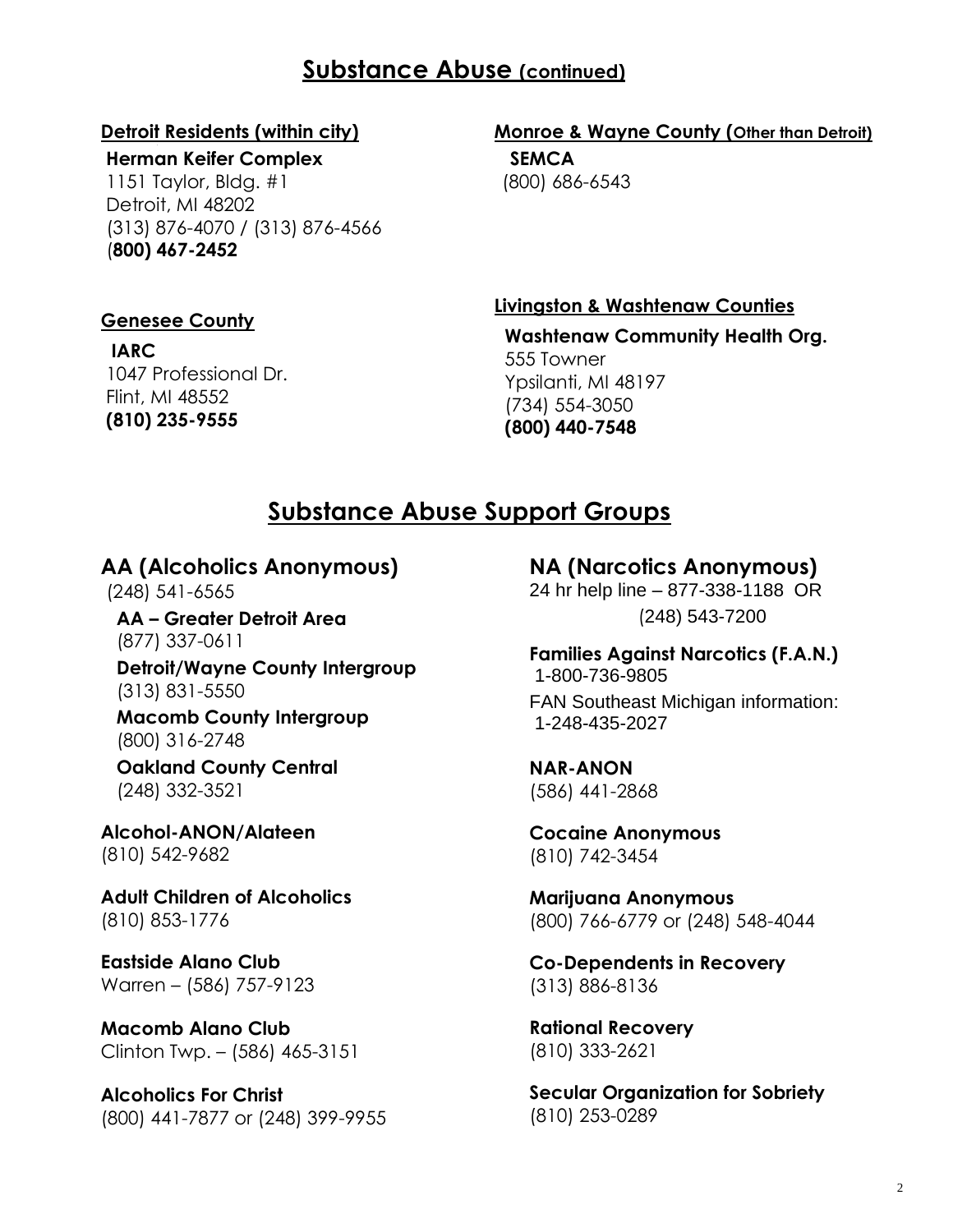## Substance Abuse (continued)

### Detroit Residents (within city)

**Herman Keifer Complex**
1151 Taylor, Bldg. #1
Detroit, MI 48202
(313) 876-4070 / (313) 876-4566
**(800) 467-2452**

### Genesee County

**IARC**
1047 Professional Dr.
Flint, MI 48552
**(810) 235-9555**

### Monroe & Wayne County (Other than Detroit)

**SEMCA**
(800) 686-6543

### Livingston & Washtenaw Counties

**Washtenaw Community Health Org.**
555 Towner
Ypsilanti, MI 48197
(734) 554-3050
**(800) 440-7548**

## Substance Abuse Support Groups

### AA (Alcoholics Anonymous)

(248) 541-6565

**AA – Greater Detroit Area**
(877) 337-0611

**Detroit/Wayne County Intergroup**
(313) 831-5550

**Macomb County Intergroup**
(800) 316-2748

**Oakland County Central**
(248) 332-3521

**Alcohol-ANON/Alateen**
(810) 542-9682

**Adult Children of Alcoholics**
(810) 853-1776

**Eastside Alano Club**
Warren – (586) 757-9123

**Macomb Alano Club**
Clinton Twp. – (586) 465-3151

**Alcoholics For Christ**
(800) 441-7877 or (248) 399-9955

### NA (Narcotics Anonymous)

24 hr help line – 877-338-1188 OR
(248) 543-7200

**Families Against Narcotics (F.A.N.)**
1-800-736-9805
FAN Southeast Michigan information:
1-248-435-2027

**NAR-ANON**
(586) 441-2868

**Cocaine Anonymous**
(810) 742-3454

**Marijuana Anonymous**
(800) 766-6779 or (248) 548-4044

**Co-Dependents in Recovery**
(313) 886-8136

**Rational Recovery**
(810) 333-2621

**Secular Organization for Sobriety**
(810) 253-0289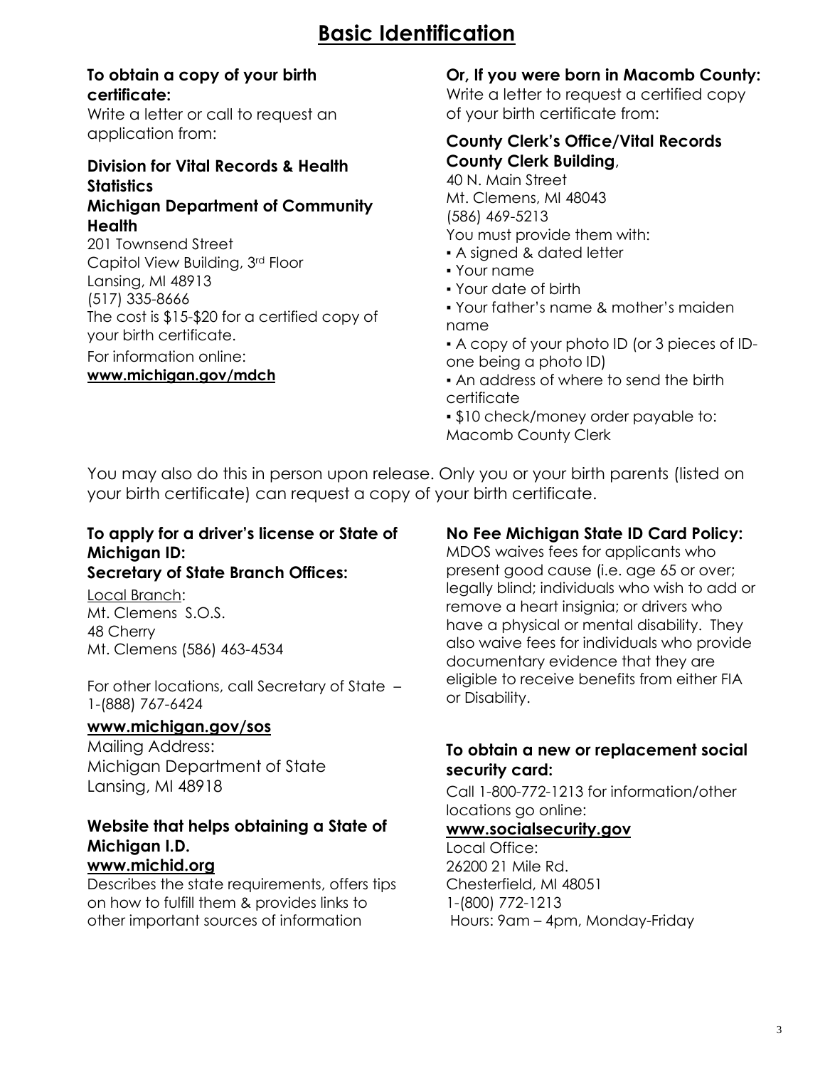# Basic Identification

**To obtain a copy of your birth certificate:**

Write a letter or call to request an application from:

**Division for Vital Records & Health Statistics**
**Michigan Department of Community Health**

201 Townsend Street
Capitol View Building, 3rd Floor
Lansing, MI 48913
(517) 335-8666

The cost is $15-$20 for a certified copy of your birth certificate.

For information online:
**www.michigan.gov/mdch**

**Or, If you were born in Macomb County:**

Write a letter to request a certified copy of your birth certificate from:

**County Clerk's Office/Vital Records**
**County Clerk Building**,

40 N. Main Street
Mt. Clemens, MI 48043
(586) 469-5213

You must provide them with:

- A signed & dated letter
- Your name
- Your date of birth
- Your father's name & mother's maiden name
- A copy of your photo ID (or 3 pieces of ID- one being a photo ID)
- An address of where to send the birth certificate
- $10 check/money order payable to: Macomb County Clerk

You may also do this in person upon release. Only you or your birth parents (listed on your birth certificate) can request a copy of your birth certificate.

**To apply for a driver's license or State of Michigan ID:**
**Secretary of State Branch Offices:**

Local Branch:
Mt. Clemens S.O.S.
48 Cherry
Mt. Clemens (586) 463-4534

For other locations, call Secretary of State – 1-(888) 767-6424

**www.michigan.gov/sos**

Mailing Address:
Michigan Department of State
Lansing, MI 48918

**Website that helps obtaining a State of Michigan I.D.**
**www.michid.org**

Describes the state requirements, offers tips on how to fulfill them & provides links to other important sources of information

**No Fee Michigan State ID Card Policy:**

MDOS waives fees for applicants who present good cause (i.e. age 65 or over; legally blind; individuals who wish to add or remove a heart insignia; or drivers who have a physical or mental disability. They also waive fees for individuals who provide documentary evidence that they are eligible to receive benefits from either FIA or Disability.

**To obtain a new or replacement social security card:**

Call 1-800-772-1213 for information/other locations go online:

**www.socialsecurity.gov**

Local Office:
26200 21 Mile Rd.
Chesterfield, MI 48051
1-(800) 772-1213
Hours: 9am – 4pm, Monday-Friday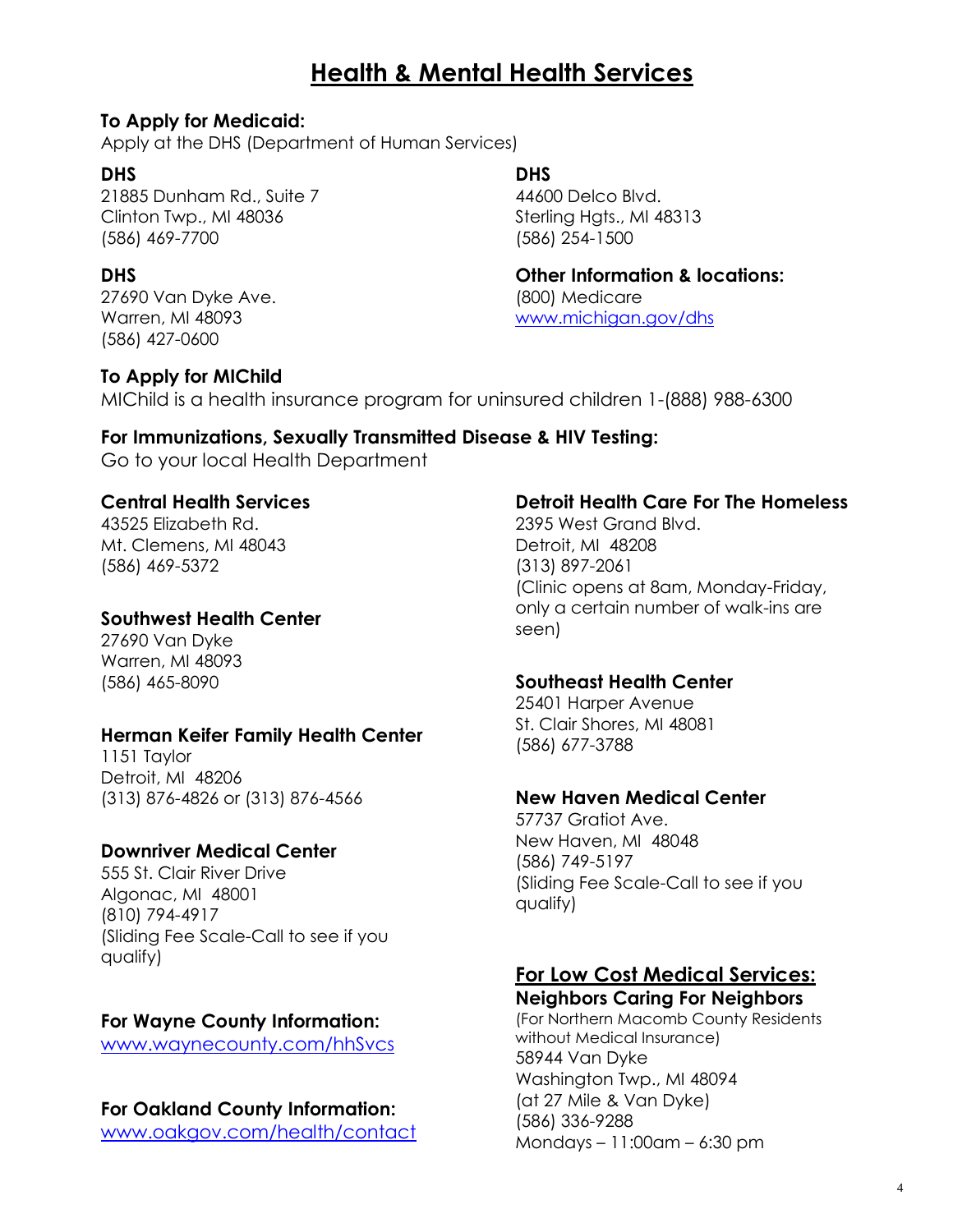# Health & Mental Health Services

**To Apply for Medicaid:**
Apply at the DHS (Department of Human Services)

**DHS**
21885 Dunham Rd., Suite 7
Clinton Twp., MI 48036
(586) 469-7700

**DHS**
27690 Van Dyke Ave.
Warren, MI 48093
(586) 427-0600

**DHS**
44600 Delco Blvd.
Sterling Hgts., MI 48313
(586) 254-1500

**Other Information & locations:**
(800) Medicare
www.michigan.gov/dhs

**To Apply for MIChild**
MIChild is a health insurance program for uninsured children 1-(888) 988-6300

**For Immunizations, Sexually Transmitted Disease & HIV Testing:**
Go to your local Health Department

**Central Health Services**
43525 Elizabeth Rd.
Mt. Clemens, MI 48043
(586) 469-5372

**Southwest Health Center**
27690 Van Dyke
Warren, MI 48093
(586) 465-8090

**Herman Keifer Family Health Center**
1151 Taylor
Detroit, MI 48206
(313) 876-4826 or (313) 876-4566

**Downriver Medical Center**
555 St. Clair River Drive
Algonac, MI 48001
(810) 794-4917
(Sliding Fee Scale-Call to see if you qualify)

**For Wayne County Information:**
www.waynecounty.com/hhSvcs

**For Oakland County Information:**
www.oakgov.com/health/contact

**Detroit Health Care For The Homeless**
2395 West Grand Blvd.
Detroit, MI 48208
(313) 897-2061
(Clinic opens at 8am, Monday-Friday, only a certain number of walk-ins are seen)

**Southeast Health Center**
25401 Harper Avenue
St. Clair Shores, MI 48081
(586) 677-3788

**New Haven Medical Center**
57737 Gratiot Ave.
New Haven, MI 48048
(586) 749-5197
(Sliding Fee Scale-Call to see if you qualify)

**For Low Cost Medical Services:**

**Neighbors Caring For Neighbors**
(For Northern Macomb County Residents without Medical Insurance)
58944 Van Dyke
Washington Twp., MI 48094
(at 27 Mile & Van Dyke)
(586) 336-9288
Mondays – 11:00am – 6:30 pm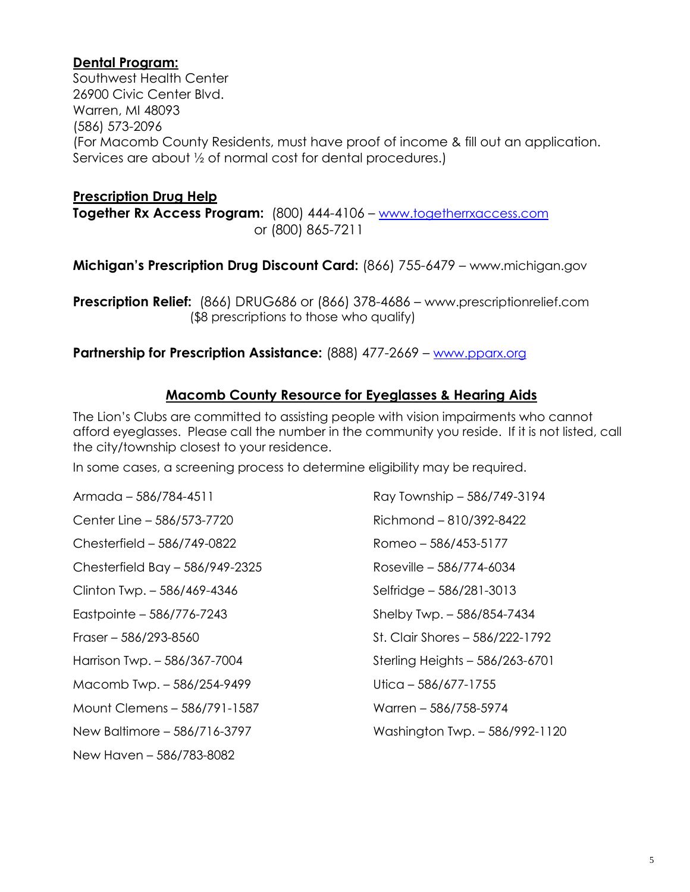**Dental Program:**

Southwest Health Center
26900 Civic Center Blvd.
Warren, MI 48093
(586) 573-2096
(For Macomb County Residents, must have proof of income & fill out an application. Services are about ½ of normal cost for dental procedures.)

**Prescription Drug Help**

**Together Rx Access Program:** (800) 444-4106 – www.togetherrxaccess.com
or (800) 865-7211

**Michigan's Prescription Drug Discount Card:** (866) 755-6479 – www.michigan.gov

**Prescription Relief:** (866) DRUG686 or (866) 378-4686 – www.prescriptionrelief.com
($8 prescriptions to those who qualify)

**Partnership for Prescription Assistance:** (888) 477-2669 – www.pparx.org

## Macomb County Resource for Eyeglasses & Hearing Aids

The Lion's Clubs are committed to assisting people with vision impairments who cannot afford eyeglasses. Please call the number in the community you reside. If it is not listed, call the city/township closest to your residence.

In some cases, a screening process to determine eligibility may be required.

Armada – 586/784-4511
Center Line – 586/573-7720
Chesterfield – 586/749-0822
Chesterfield Bay – 586/949-2325
Clinton Twp. – 586/469-4346
Eastpointe – 586/776-7243
Fraser – 586/293-8560
Harrison Twp. – 586/367-7004
Macomb Twp. – 586/254-9499
Mount Clemens – 586/791-1587
New Baltimore – 586/716-3797
New Haven – 586/783-8082
Ray Township – 586/749-3194
Richmond – 810/392-8422
Romeo – 586/453-5177
Roseville – 586/774-6034
Selfridge – 586/281-3013
Shelby Twp. – 586/854-7434
St. Clair Shores – 586/222-1792
Sterling Heights – 586/263-6701
Utica – 586/677-1755
Warren – 586/758-5974
Washington Twp. – 586/992-1120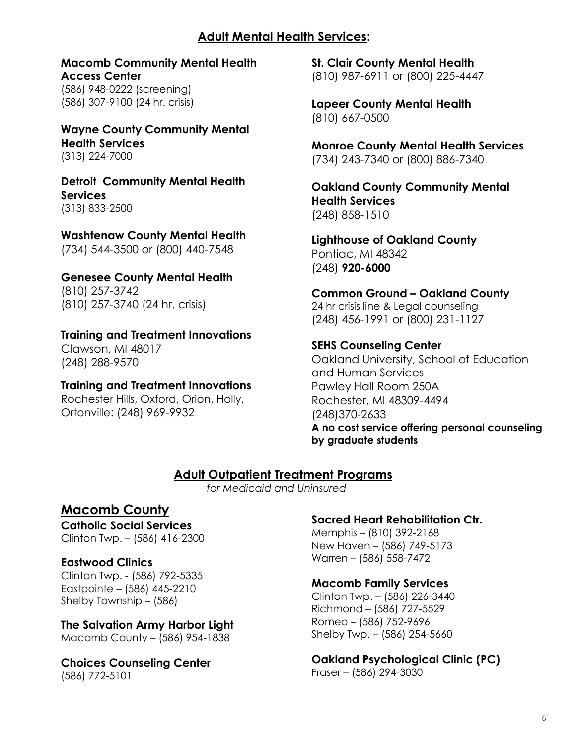## Adult Mental Health Services:

**Macomb Community Mental Health Access Center**
(586) 948-0222 (screening)
(586) 307-9100 (24 hr. crisis)

**Wayne County Community Mental Health Services**
(313) 224-7000

**Detroit Community Mental Health Services**
(313) 833-2500

**Washtenaw County Mental Health**
(734) 544-3500 or (800) 440-7548

**Genesee County Mental Health**
(810) 257-3742
(810) 257-3740 (24 hr. crisis)

**Training and Treatment Innovations**
Clawson, MI 48017
(248) 288-9570

**Training and Treatment Innovations**
Rochester Hills, Oxford, Orion, Holly, Ortonville: (248) 969-9932

**St. Clair County Mental Health**
(810) 987-6911 or (800) 225-4447

**Lapeer County Mental Health**
(810) 667-0500

**Monroe County Mental Health Services**
(734) 243-7340 or (800) 886-7340

**Oakland County Community Mental Health Services**
(248) 858-1510

**Lighthouse of Oakland County**
Pontiac, MI 48342
(248) **920-6000**

**Common Ground – Oakland County**
24 hr crisis line & Legal counseling
(248) 456-1991 or (800) 231-1127

**SEHS Counseling Center**
Oakland University, School of Education and Human Services
Pawley Hall Room 250A
Rochester, MI 48309-4494
(248)370-2633
**A no cost service offering personal counseling by graduate students**

## Adult Outpatient Treatment Programs

*for Medicaid and Uninsured*

### Macomb County

**Catholic Social Services**
Clinton Twp. – (586) 416-2300

**Eastwood Clinics**
Clinton Twp. - (586) 792-5335
Eastpointe – (586) 445-2210
Shelby Township – (586)

**The Salvation Army Harbor Light**
Macomb County – (586) 954-1838

**Choices Counseling Center**
(586) 772-5101

**Sacred Heart Rehabilitation Ctr.**
Memphis – (810) 392-2168
New Haven – (586) 749-5173
Warren – (586) 558-7472

**Macomb Family Services**
Clinton Twp. – (586) 226-3440
Richmond – (586) 727-5529
Romeo – (586) 752-9696
Shelby Twp. – (586) 254-5660

**Oakland Psychological Clinic (PC)**
Fraser – (586) 294-3030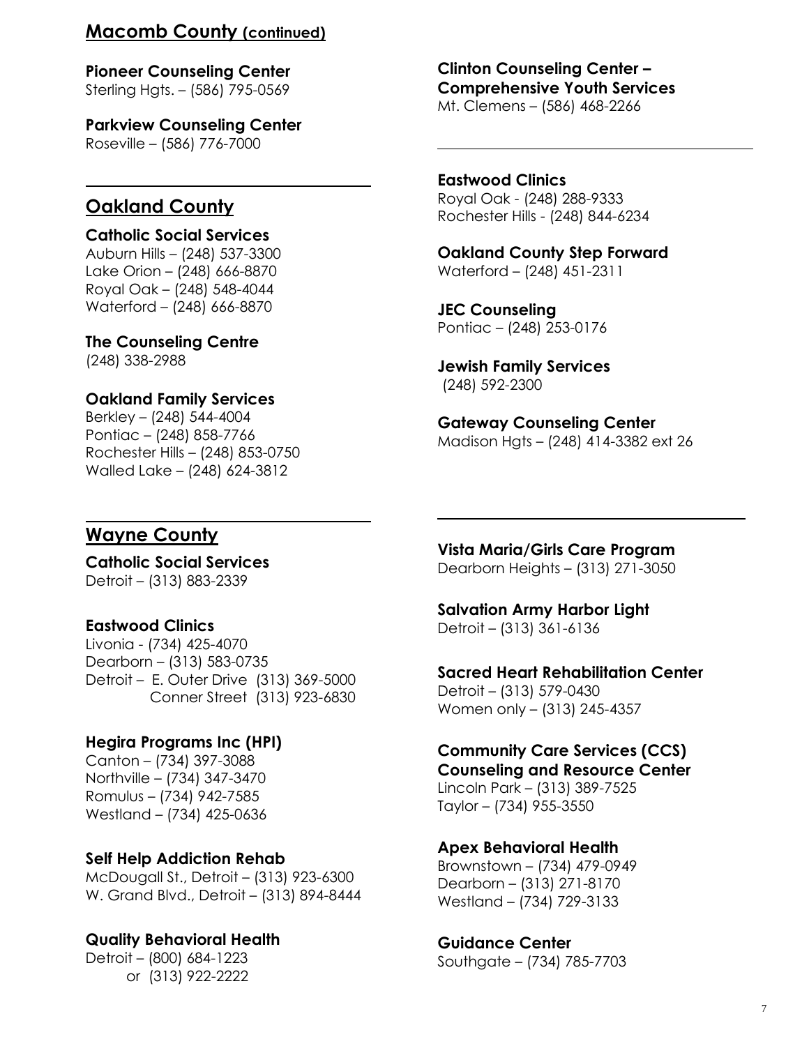## Macomb County (continued)

**Pioneer Counseling Center**
Sterling Hgts. – (586) 795-0569

**Parkview Counseling Center**
Roseville – (586) 776-7000

**Clinton Counseling Center – Comprehensive Youth Services**
Mt. Clemens – (586) 468-2266

## Oakland County

**Catholic Social Services**
Auburn Hills – (248) 537-3300
Lake Orion – (248) 666-8870
Royal Oak – (248) 548-4044
Waterford – (248) 666-8870

**The Counseling Centre**
(248) 338-2988

**Oakland Family Services**
Berkley – (248) 544-4004
Pontiac – (248) 858-7766
Rochester Hills – (248) 853-0750
Walled Lake – (248) 624-3812

**Eastwood Clinics**
Royal Oak - (248) 288-9333
Rochester Hills - (248) 844-6234

**Oakland County Step Forward**
Waterford – (248) 451-2311

**JEC Counseling**
Pontiac – (248) 253-0176

**Jewish Family Services**
(248) 592-2300

**Gateway Counseling Center**
Madison Hgts – (248) 414-3382 ext 26

## Wayne County

**Catholic Social Services**
Detroit – (313) 883-2339

**Eastwood Clinics**
Livonia - (734) 425-4070
Dearborn – (313) 583-0735
Detroit – E. Outer Drive (313) 369-5000
Conner Street (313) 923-6830

**Hegira Programs Inc (HPI)**
Canton – (734) 397-3088
Northville – (734) 347-3470
Romulus – (734) 942-7585
Westland – (734) 425-0636

**Self Help Addiction Rehab**
McDougall St., Detroit – (313) 923-6300
W. Grand Blvd., Detroit – (313) 894-8444

**Quality Behavioral Health**
Detroit – (800) 684-1223
or (313) 922-2222

**Vista Maria/Girls Care Program**
Dearborn Heights – (313) 271-3050

**Salvation Army Harbor Light**
Detroit – (313) 361-6136

**Sacred Heart Rehabilitation Center**
Detroit – (313) 579-0430
Women only – (313) 245-4357

**Community Care Services (CCS) Counseling and Resource Center**
Lincoln Park – (313) 389-7525
Taylor – (734) 955-3550

**Apex Behavioral Health**
Brownstown – (734) 479-0949
Dearborn – (313) 271-8170
Westland – (734) 729-3133

**Guidance Center**
Southgate – (734) 785-7703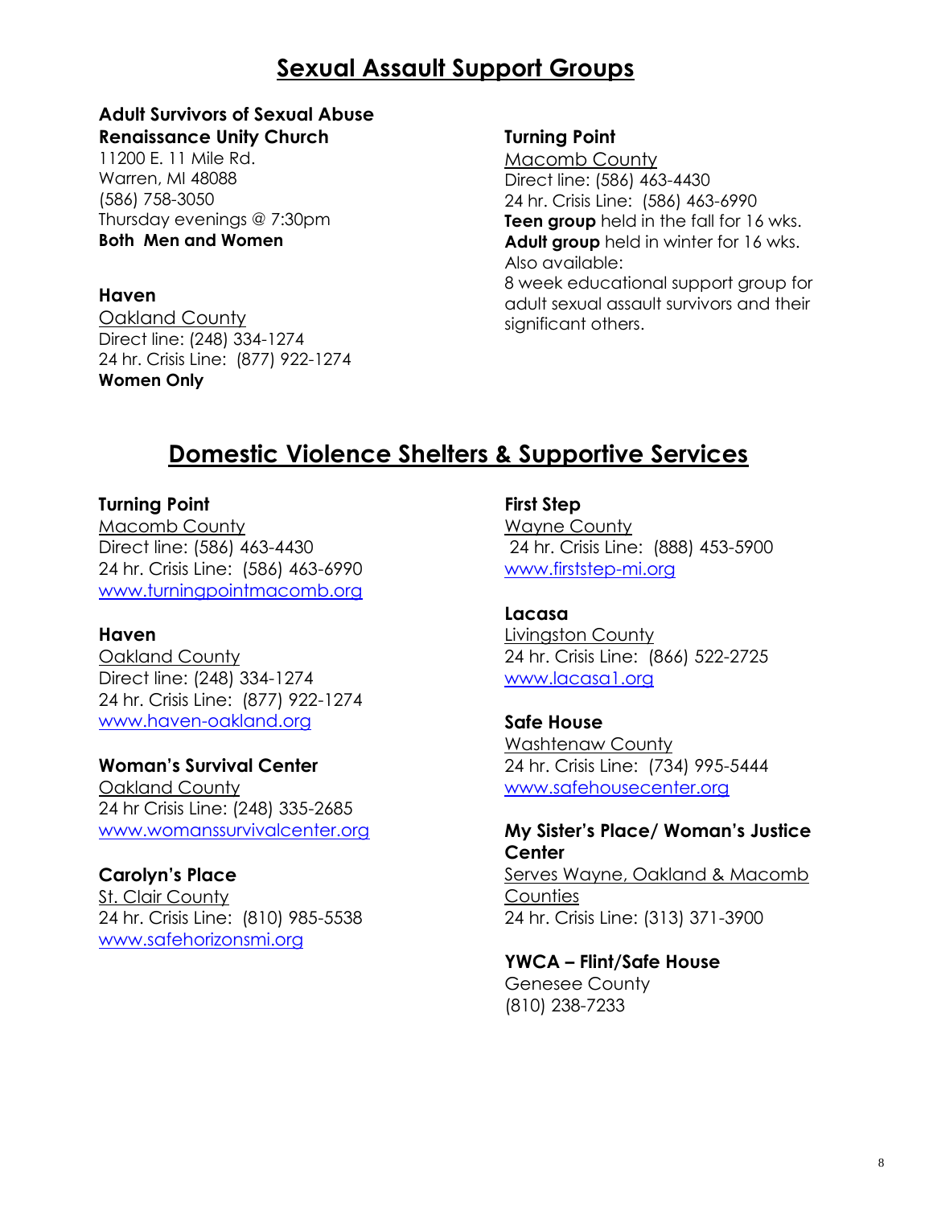# Sexual Assault Support Groups

**Adult Survivors of Sexual Abuse**
**Renaissance Unity Church**
11200 E. 11 Mile Rd.
Warren, MI 48088
(586) 758-3050
Thursday evenings @ 7:30pm
**Both Men and Women**

**Haven**
Oakland County
Direct line: (248) 334-1274
24 hr. Crisis Line: (877) 922-1274
**Women Only**

**Turning Point**
Macomb County
Direct line: (586) 463-4430
24 hr. Crisis Line: (586) 463-6990
**Teen group** held in the fall for 16 wks.
**Adult group** held in winter for 16 wks.
Also available:
8 week educational support group for adult sexual assault survivors and their significant others.

# Domestic Violence Shelters & Supportive Services

**Turning Point**
Macomb County
Direct line: (586) 463-4430
24 hr. Crisis Line: (586) 463-6990
www.turningpointmacomb.org

**Haven**
Oakland County
Direct line: (248) 334-1274
24 hr. Crisis Line: (877) 922-1274
www.haven-oakland.org

**Woman's Survival Center**
Oakland County
24 hr Crisis Line: (248) 335-2685
www.womanssurvivalcenter.org

**Carolyn's Place**
St. Clair County
24 hr. Crisis Line: (810) 985-5538
www.safehorizonsmi.org

**First Step**
Wayne County
24 hr. Crisis Line: (888) 453-5900
www.firststep-mi.org

**Lacasa**
Livingston County
24 hr. Crisis Line: (866) 522-2725
www.lacasa1.org

**Safe House**
Washtenaw County
24 hr. Crisis Line: (734) 995-5444
www.safehousecenter.org

**My Sister's Place/ Woman's Justice Center**
Serves Wayne, Oakland & Macomb Counties
24 hr. Crisis Line: (313) 371-3900

**YWCA – Flint/Safe House**
Genesee County
(810) 238-7233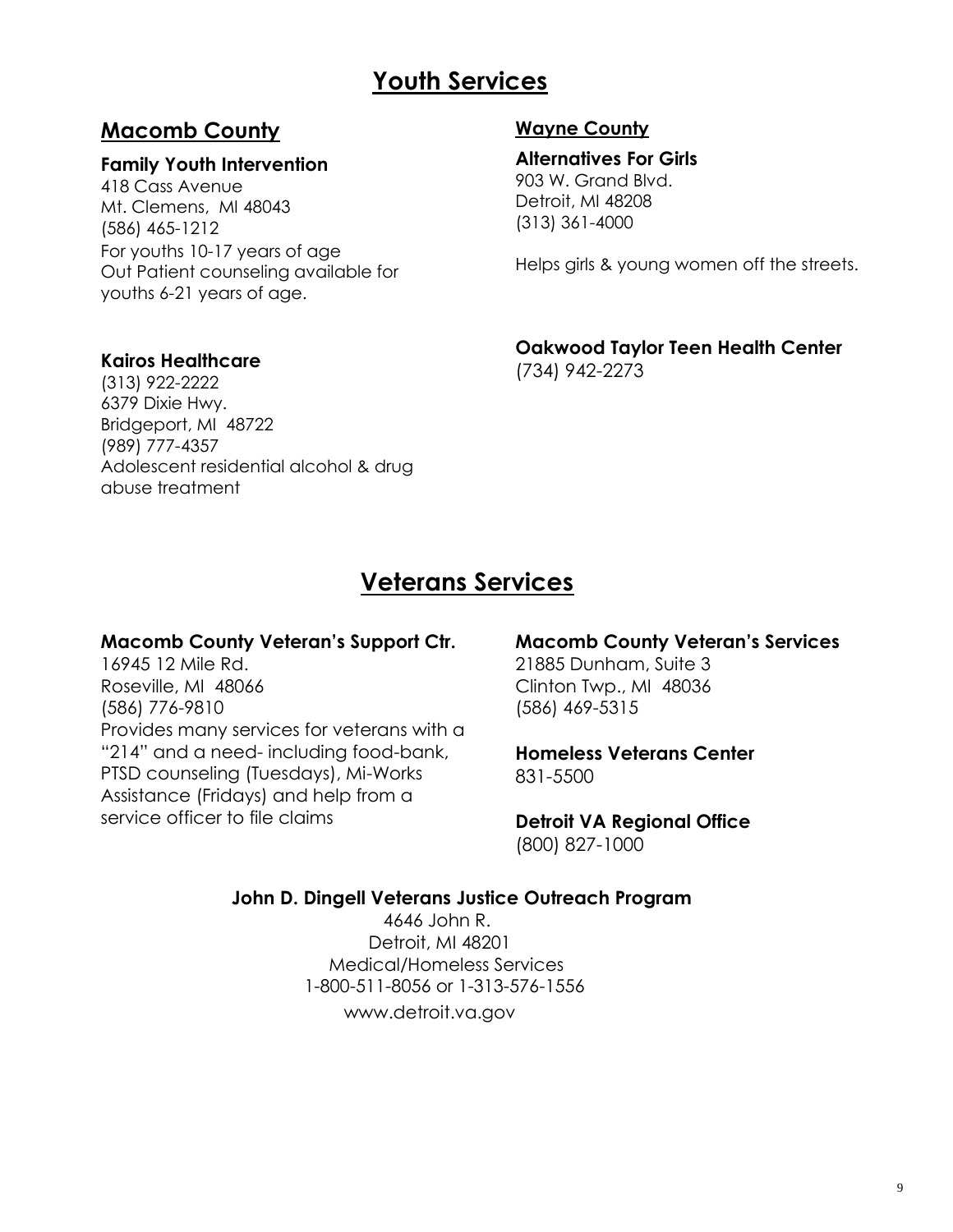# Youth Services

## Macomb County

**Family Youth Intervention**
418 Cass Avenue
Mt. Clemens, MI 48043
(586) 465-1212
For youths 10-17 years of age
Out Patient counseling available for youths 6-21 years of age.

**Kairos Healthcare**
(313) 922-2222
6379 Dixie Hwy.
Bridgeport, MI 48722
(989) 777-4357
Adolescent residential alcohol & drug abuse treatment

### Wayne County

**Alternatives For Girls**
903 W. Grand Blvd.
Detroit, MI 48208
(313) 361-4000

Helps girls & young women off the streets.

**Oakwood Taylor Teen Health Center**
(734) 942-2273

# Veterans Services

**Macomb County Veteran's Support Ctr.**
16945 12 Mile Rd.
Roseville, MI 48066
(586) 776-9810
Provides many services for veterans with a "214" and a need- including food-bank, PTSD counseling (Tuesdays), Mi-Works Assistance (Fridays) and help from a service officer to file claims

**Macomb County Veteran's Services**
21885 Dunham, Suite 3
Clinton Twp., MI 48036
(586) 469-5315

**Homeless Veterans Center**
831-5500

**Detroit VA Regional Office**
(800) 827-1000

**John D. Dingell Veterans Justice Outreach Program**
4646 John R.
Detroit, MI 48201
Medical/Homeless Services
1-800-511-8056 or 1-313-576-1556
www.detroit.va.gov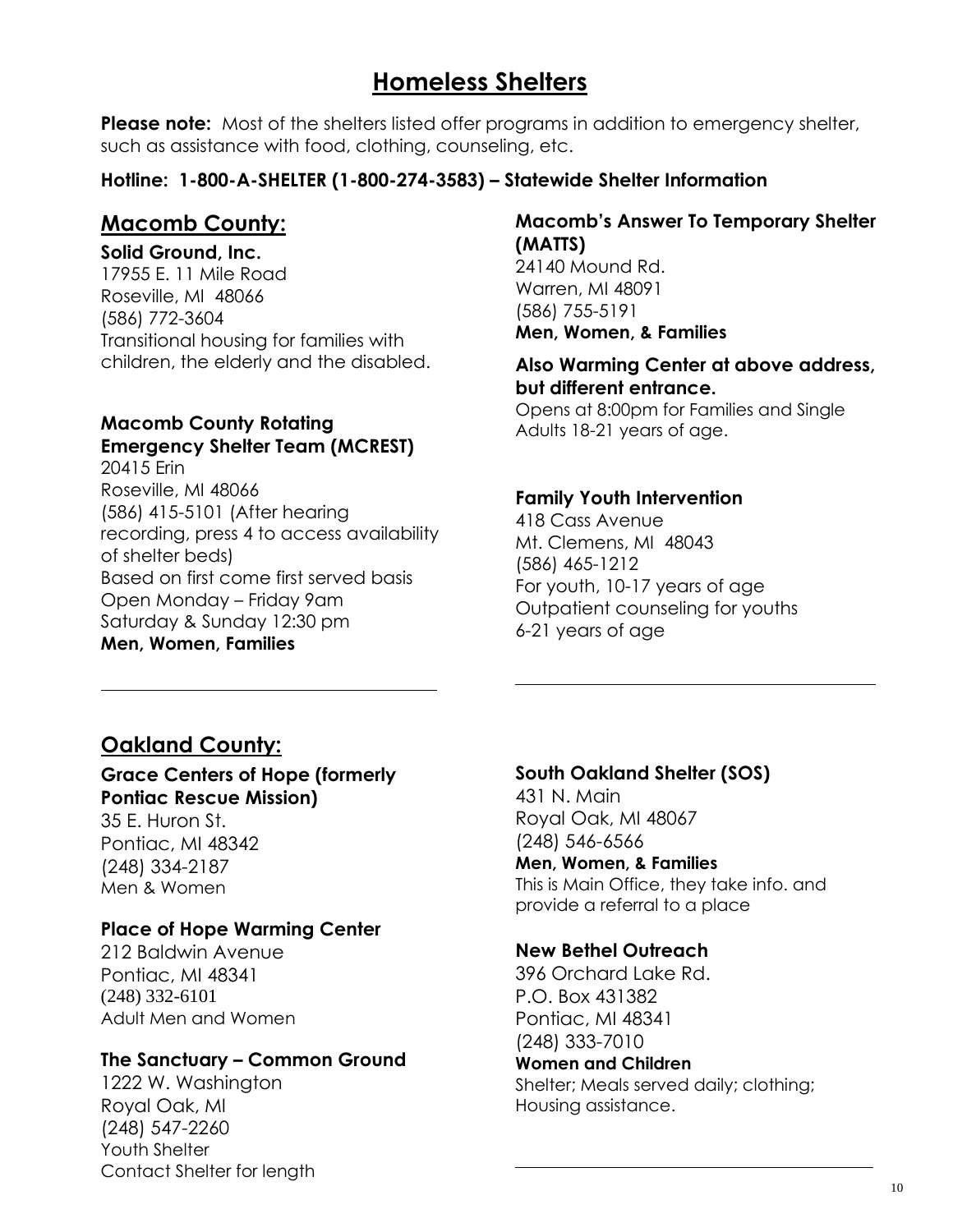# Homeless Shelters

**Please note:** Most of the shelters listed offer programs in addition to emergency shelter, such as assistance with food, clothing, counseling, etc.

**Hotline: 1-800-A-SHELTER (1-800-274-3583) – Statewide Shelter Information**

## Macomb County:

**Solid Ground, Inc.**
17955 E. 11 Mile Road
Roseville, MI 48066
(586) 772-3604
Transitional housing for families with children, the elderly and the disabled.

**Macomb County Rotating Emergency Shelter Team (MCREST)**
20415 Erin
Roseville, MI 48066
(586) 415-5101 (After hearing recording, press 4 to access availability of shelter beds)
Based on first come first served basis
Open Monday – Friday 9am
Saturday & Sunday 12:30 pm
**Men, Women, Families**

**Macomb's Answer To Temporary Shelter (MATTS)**
24140 Mound Rd.
Warren, MI 48091
(586) 755-5191
**Men, Women, & Families**

**Also Warming Center at above address, but different entrance.**
Opens at 8:00pm for Families and Single Adults 18-21 years of age.

**Family Youth Intervention**
418 Cass Avenue
Mt. Clemens, MI 48043
(586) 465-1212
For youth, 10-17 years of age
Outpatient counseling for youths 6-21 years of age

## Oakland County:

**Grace Centers of Hope (formerly Pontiac Rescue Mission)**
35 E. Huron St.
Pontiac, MI 48342
(248) 334-2187
Men & Women

**Place of Hope Warming Center**
212 Baldwin Avenue
Pontiac, MI 48341
(248) 332-6101
Adult Men and Women

**The Sanctuary – Common Ground**
1222 W. Washington
Royal Oak, MI
(248) 547-2260
Youth Shelter
Contact Shelter for length

**South Oakland Shelter (SOS)**
431 N. Main
Royal Oak, MI 48067
(248) 546-6566
**Men, Women, & Families**
This is Main Office, they take info. and provide a referral to a place

**New Bethel Outreach**
396 Orchard Lake Rd.
P.O. Box 431382
Pontiac, MI 48341
(248) 333-7010
**Women and Children**
Shelter; Meals served daily; clothing; Housing assistance.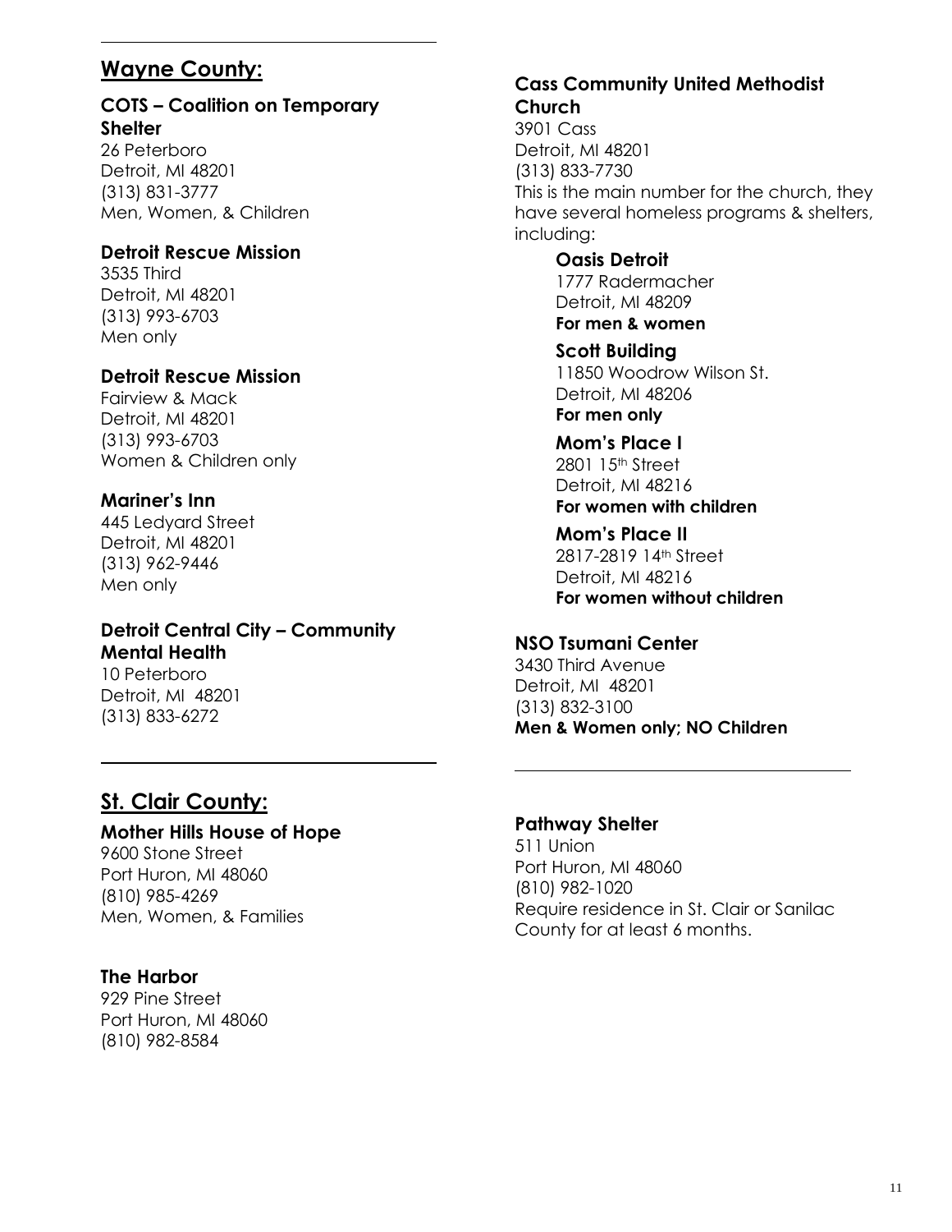## Wayne County:

### COTS – Coalition on Temporary Shelter

26 Peterboro
Detroit, MI 48201
(313) 831-3777
Men, Women, & Children

### Detroit Rescue Mission

3535 Third
Detroit, MI 48201
(313) 993-6703
Men only

### Detroit Rescue Mission

Fairview & Mack
Detroit, MI 48201
(313) 993-6703
Women & Children only

### Mariner's Inn

445 Ledyard Street
Detroit, MI 48201
(313) 962-9446
Men only

### Detroit Central City – Community Mental Health

10 Peterboro
Detroit, MI 48201
(313) 833-6272

### Cass Community United Methodist Church

3901 Cass
Detroit, MI 48201
(313) 833-7730
This is the main number for the church, they have several homeless programs & shelters, including:

**Oasis Detroit**
1777 Radermacher
Detroit, MI 48209
**For men & women**

**Scott Building**
11850 Woodrow Wilson St.
Detroit, MI 48206
**For men only**

**Mom's Place I**
2801 15th Street
Detroit, MI 48216
**For women with children**

**Mom's Place II**
2817-2819 14th Street
Detroit, MI 48216
**For women without children**

### NSO Tsumani Center

3430 Third Avenue
Detroit, MI 48201
(313) 832-3100
**Men & Women only; NO Children**

## St. Clair County:

### Mother Hills House of Hope

9600 Stone Street
Port Huron, MI 48060
(810) 985-4269
Men, Women, & Families

### The Harbor

929 Pine Street
Port Huron, MI 48060
(810) 982-8584

### Pathway Shelter

511 Union
Port Huron, MI 48060
(810) 982-1020
Require residence in St. Clair or Sanilac County for at least 6 months.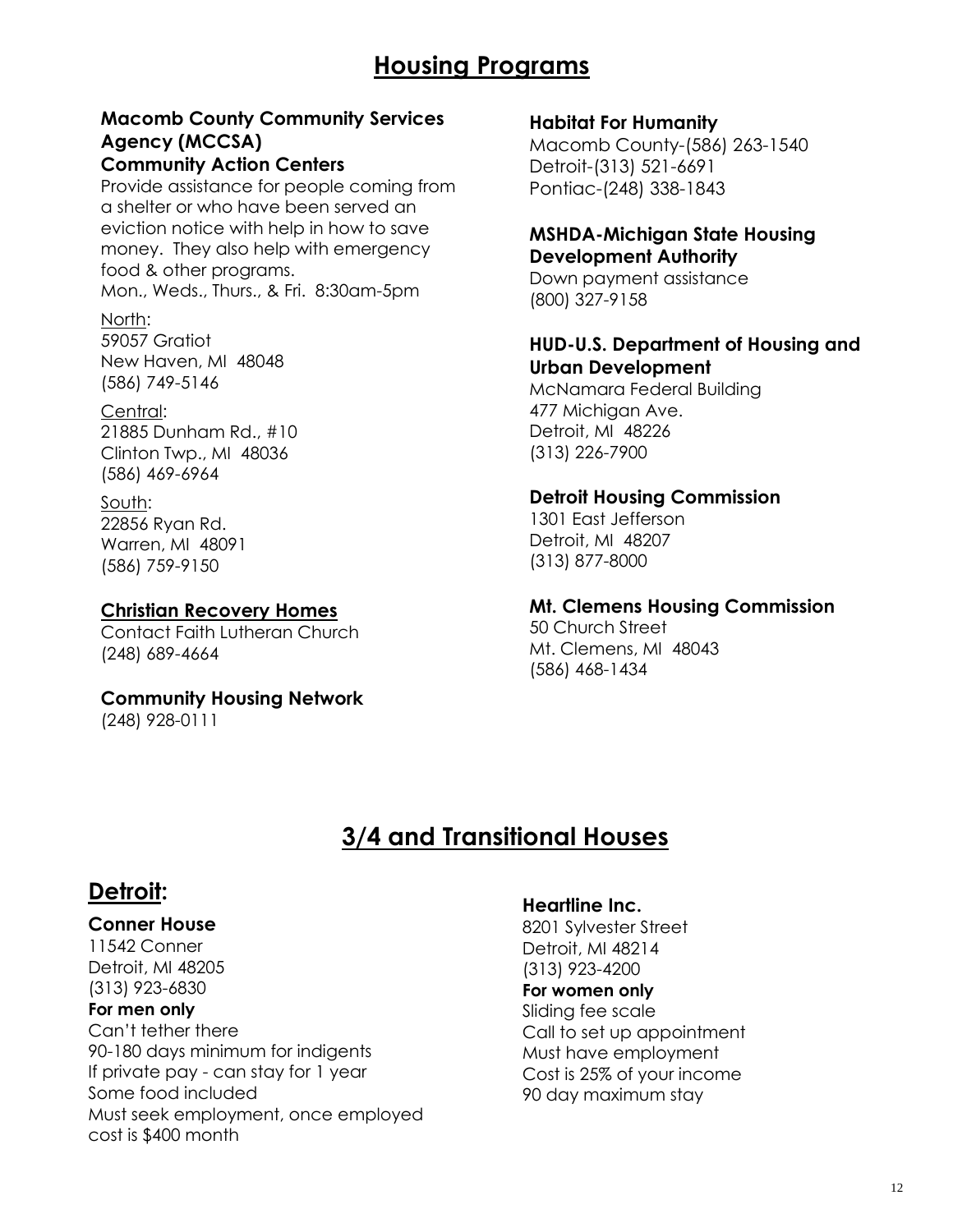# Housing Programs

**Macomb County Community Services Agency (MCCSA)**
**Community Action Centers**

Provide assistance for people coming from a shelter or who have been served an eviction notice with help in how to save money. They also help with emergency food & other programs.
Mon., Weds., Thurs., & Fri. 8:30am-5pm

North:
59057 Gratiot
New Haven, MI 48048
(586) 749-5146

Central:
21885 Dunham Rd., #10
Clinton Twp., MI 48036
(586) 469-6964

South:
22856 Ryan Rd.
Warren, MI 48091
(586) 759-9150

**Christian Recovery Homes**
Contact Faith Lutheran Church
(248) 689-4664

**Community Housing Network**
(248) 928-0111

**Habitat For Humanity**
Macomb County-(586) 263-1540
Detroit-(313) 521-6691
Pontiac-(248) 338-1843

**MSHDA-Michigan State Housing Development Authority**
Down payment assistance
(800) 327-9158

**HUD-U.S. Department of Housing and Urban Development**
McNamara Federal Building
477 Michigan Ave.
Detroit, MI 48226
(313) 226-7900

**Detroit Housing Commission**
1301 East Jefferson
Detroit, MI 48207
(313) 877-8000

**Mt. Clemens Housing Commission**
50 Church Street
Mt. Clemens, MI 48043
(586) 468-1434

# 3/4 and Transitional Houses

## Detroit:

**Conner House**
11542 Conner
Detroit, MI 48205
(313) 923-6830
**For men only**
Can't tether there
90-180 days minimum for indigents
If private pay - can stay for 1 year
Some food included
Must seek employment, once employed cost is $400 month

**Heartline Inc.**
8201 Sylvester Street
Detroit, MI 48214
(313) 923-4200
**For women only**
Sliding fee scale
Call to set up appointment
Must have employment
Cost is 25% of your income
90 day maximum stay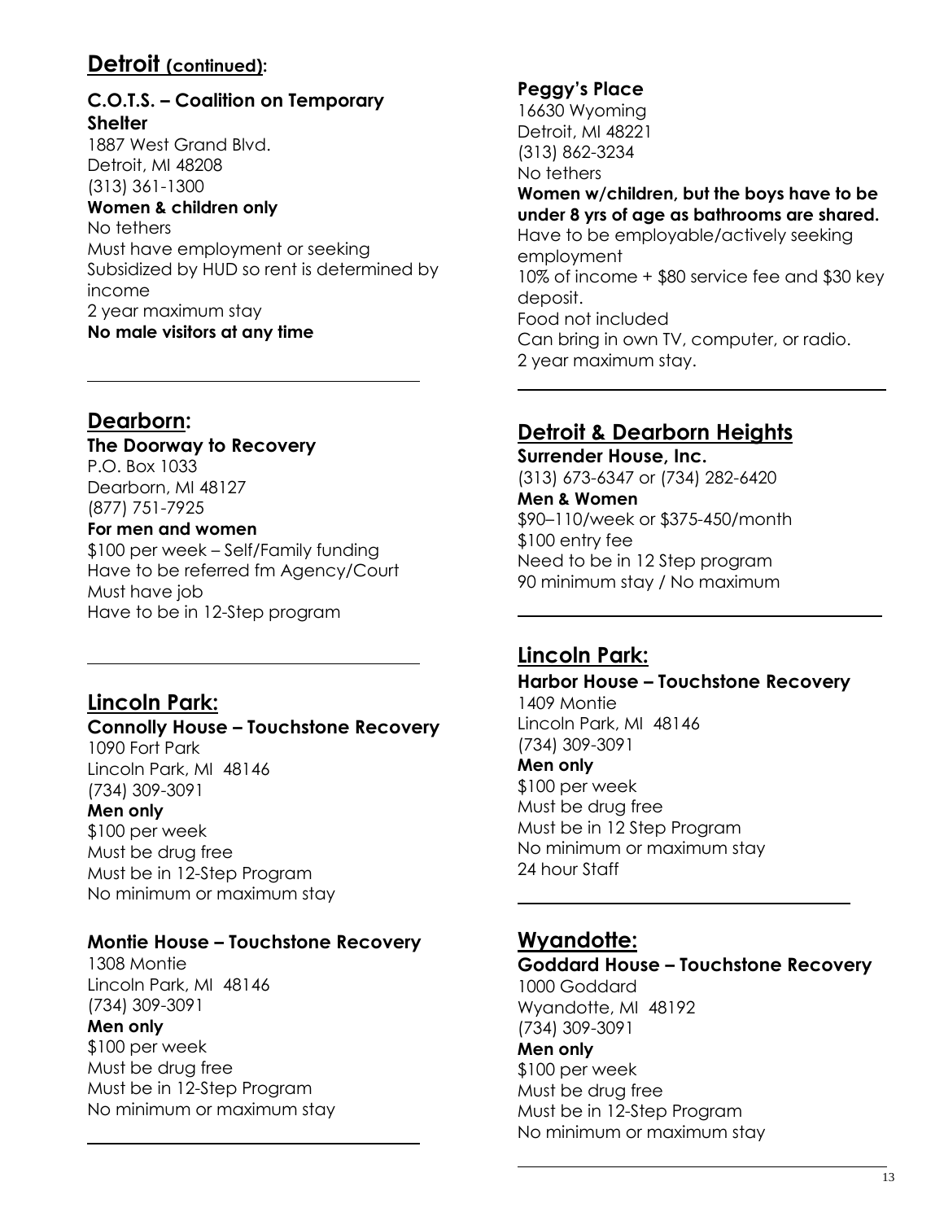## Detroit (continued):

### C.O.T.S. – Coalition on Temporary Shelter

1887 West Grand Blvd.
Detroit, MI 48208
(313) 361-1300
**Women & children only**
No tethers
Must have employment or seeking
Subsidized by HUD so rent is determined by income
2 year maximum stay
**No male visitors at any time**

---

## Dearborn:

### The Doorway to Recovery

P.O. Box 1033
Dearborn, MI 48127
(877) 751-7925
**For men and women**
$100 per week – Self/Family funding
Have to be referred fm Agency/Court
Must have job
Have to be in 12-Step program

---

## Lincoln Park:

### Connolly House – Touchstone Recovery

1090 Fort Park
Lincoln Park, MI 48146
(734) 309-3091
**Men only**
$100 per week
Must be drug free
Must be in 12-Step Program
No minimum or maximum stay

### Montie House – Touchstone Recovery

1308 Montie
Lincoln Park, MI 48146
(734) 309-3091
**Men only**
$100 per week
Must be drug free
Must be in 12-Step Program
No minimum or maximum stay

---

### Peggy's Place

16630 Wyoming
Detroit, MI 48221
(313) 862-3234
No tethers
**Women w/children, but the boys have to be under 8 yrs of age as bathrooms are shared.**
Have to be employable/actively seeking employment
10% of income + $80 service fee and $30 key deposit.
Food not included
Can bring in own TV, computer, or radio.
2 year maximum stay.

---

## Detroit & Dearborn Heights

### Surrender House, Inc.

(313) 673-6347 or (734) 282-6420
**Men & Women**
$90–110/week or $375-450/month
$100 entry fee
Need to be in 12 Step program
90 minimum stay / No maximum

---

## Lincoln Park:

### Harbor House – Touchstone Recovery

1409 Montie
Lincoln Park, MI 48146
(734) 309-3091
**Men only**
$100 per week
Must be drug free
Must be in 12 Step Program
No minimum or maximum stay
24 hour Staff

---

## Wyandotte:

### Goddard House – Touchstone Recovery

1000 Goddard
Wyandotte, MI 48192
(734) 309-3091
**Men only**
$100 per week
Must be drug free
Must be in 12-Step Program
No minimum or maximum stay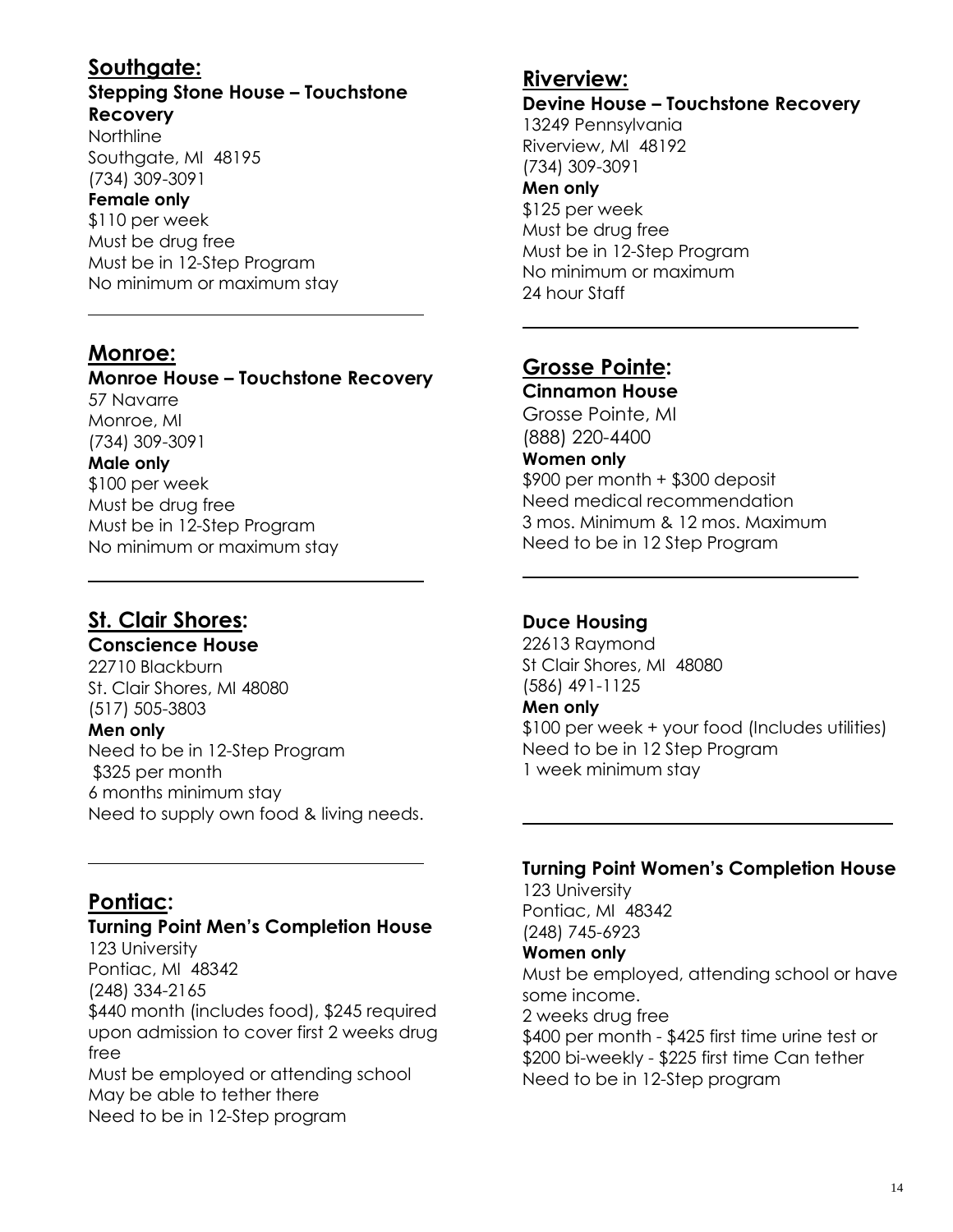## Southgate:

**Stepping Stone House – Touchstone Recovery**
Northline
Southgate, MI 48195
(734) 309-3091
**Female only**
$110 per week
Must be drug free
Must be in 12-Step Program
No minimum or maximum stay

---

## Monroe:

**Monroe House – Touchstone Recovery**
57 Navarre
Monroe, MI
(734) 309-3091
**Male only**
$100 per week
Must be drug free
Must be in 12-Step Program
No minimum or maximum stay

---

## St. Clair Shores:

**Conscience House**
22710 Blackburn
St. Clair Shores, MI 48080
(517) 505-3803
**Men only**
Need to be in 12-Step Program
$325 per month
6 months minimum stay
Need to supply own food & living needs.

---

## Pontiac:

**Turning Point Men's Completion House**
123 University
Pontiac, MI 48342
(248) 334-2165
$440 month (includes food), $245 required upon admission to cover first 2 weeks drug free
Must be employed or attending school
May be able to tether there
Need to be in 12-Step program

## Riverview:

**Devine House – Touchstone Recovery**
13249 Pennsylvania
Riverview, MI 48192
(734) 309-3091
**Men only**
$125 per week
Must be drug free
Must be in 12-Step Program
No minimum or maximum
24 hour Staff

---

## Grosse Pointe:

**Cinnamon House**
Grosse Pointe, MI
(888) 220-4400
**Women only**
$900 per month + $300 deposit
Need medical recommendation
3 mos. Minimum & 12 mos. Maximum
Need to be in 12 Step Program

---

**Duce Housing**
22613 Raymond
St Clair Shores, MI 48080
(586) 491-1125
**Men only**
$100 per week + your food (Includes utilities)
Need to be in 12 Step Program
1 week minimum stay

---

**Turning Point Women's Completion House**
123 University
Pontiac, MI 48342
(248) 745-6923
**Women only**
Must be employed, attending school or have some income.
2 weeks drug free
$400 per month - $425 first time urine test or $200 bi-weekly - $225 first time Can tether
Need to be in 12-Step program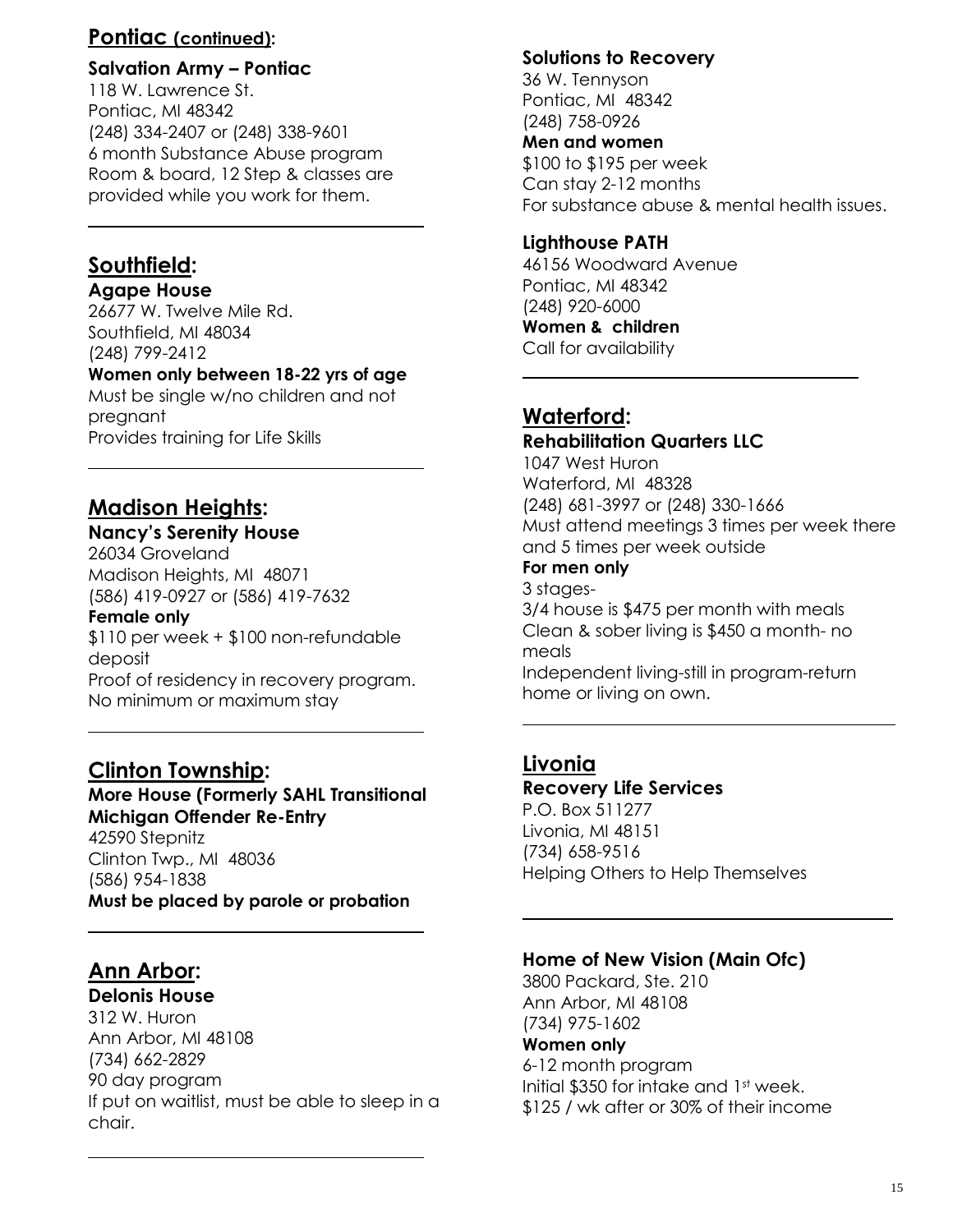## Pontiac (continued):

**Salvation Army – Pontiac**
118 W. Lawrence St.
Pontiac, MI 48342
(248) 334-2407 or (248) 338-9601
6 month Substance Abuse program
Room & board, 12 Step & classes are provided while you work for them.

---

## Southfield:

**Agape House**
26677 W. Twelve Mile Rd.
Southfield, MI 48034
(248) 799-2412
**Women only between 18-22 yrs of age**
Must be single w/no children and not pregnant
Provides training for Life Skills

---

## Madison Heights:

**Nancy's Serenity House**
26034 Groveland
Madison Heights, MI 48071
(586) 419-0927 or (586) 419-7632
**Female only**
$110 per week + $100 non-refundable deposit
Proof of residency in recovery program.
No minimum or maximum stay

---

## Clinton Township:

**More House (Formerly SAHL Transitional Michigan Offender Re-Entry**
42590 Stepnitz
Clinton Twp., MI 48036
(586) 954-1838
**Must be placed by parole or probation**

---

## Ann Arbor:

**Delonis House**
312 W. Huron
Ann Arbor, MI 48108
(734) 662-2829
90 day program
If put on waitlist, must be able to sleep in a chair.

---

**Solutions to Recovery**
36 W. Tennyson
Pontiac, MI 48342
(248) 758-0926
**Men and women**
$100 to $195 per week
Can stay 2-12 months
For substance abuse & mental health issues.

**Lighthouse PATH**
46156 Woodward Avenue
Pontiac, MI 48342
(248) 920-6000
**Women & children**
Call for availability

---

## Waterford:

**Rehabilitation Quarters LLC**
1047 West Huron
Waterford, MI 48328
(248) 681-3997 or (248) 330-1666
Must attend meetings 3 times per week there and 5 times per week outside
**For men only**
3 stages-
3/4 house is $475 per month with meals
Clean & sober living is $450 a month- no meals
Independent living-still in program-return home or living on own.

---

## Livonia

**Recovery Life Services**
P.O. Box 511277
Livonia, MI 48151
(734) 658-9516
Helping Others to Help Themselves

---

**Home of New Vision (Main Ofc)**
3800 Packard, Ste. 210
Ann Arbor, MI 48108
(734) 975-1602
**Women only**
6-12 month program
Initial $350 for intake and 1st week.
$125 / wk after or 30% of their income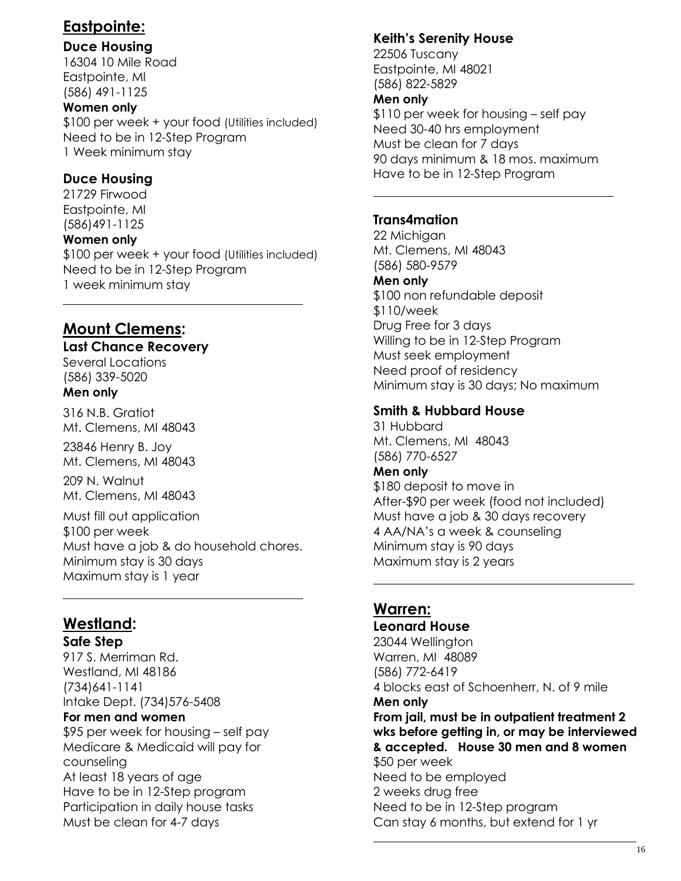## Eastpointe:

### Duce Housing

16304 10 Mile Road
Eastpointe, MI
(586) 491-1125

**Women only**

$100 per week + your food (Utilities included)
Need to be in 12-Step Program
1 Week minimum stay

### Duce Housing

21729 Firwood
Eastpointe, MI
(586)491-1125

**Women only**

$100 per week + your food (Utilities included)
Need to be in 12-Step Program
1 week minimum stay

---

## Mount Clemens:

### Last Chance Recovery

Several Locations
(586) 339-5020

**Men only**

316 N.B. Gratiot
Mt. Clemens, MI 48043

23846 Henry B. Joy
Mt. Clemens, MI 48043

209 N. Walnut
Mt. Clemens, MI 48043

Must fill out application
$100 per week
Must have a job & do household chores.
Minimum stay is 30 days
Maximum stay is 1 year

---

## Westland:

### Safe Step

917 S. Merriman Rd.
Westland, MI 48186
(734)641-1141
Intake Dept. (734)576-5408

**For men and women**

$95 per week for housing – self pay
Medicare & Medicaid will pay for counseling
At least 18 years of age
Have to be in 12-Step program
Participation in daily house tasks
Must be clean for 4-7 days

### Keith's Serenity House

22506 Tuscany
Eastpointe, MI 48021
(586) 822-5829

**Men only**

$110 per week for housing – self pay
Need 30-40 hrs employment
Must be clean for 7 days
90 days minimum & 18 mos. maximum
Have to be in 12-Step Program

---

### Trans4mation

22 Michigan
Mt. Clemens, MI 48043
(586) 580-9579

**Men only**

$100 non refundable deposit
$110/week
Drug Free for 3 days
Willing to be in 12-Step Program
Must seek employment
Need proof of residency
Minimum stay is 30 days; No maximum

### Smith & Hubbard House

31 Hubbard
Mt. Clemens, MI 48043
(586) 770-6527

**Men only**

$180 deposit to move in
After-$90 per week (food not included)
Must have a job & 30 days recovery
4 AA/NA's a week & counseling
Minimum stay is 90 days
Maximum stay is 2 years

---

## Warren:

### Leonard House

23044 Wellington
Warren, MI 48089
(586) 772-6419
4 blocks east of Schoenherr, N. of 9 mile

**Men only**

**From jail, must be in outpatient treatment 2 wks before getting in, or may be interviewed & accepted. House 30 men and 8 women**

$50 per week
Need to be employed
2 weeks drug free
Need to be in 12-Step program
Can stay 6 months, but extend for 1 yr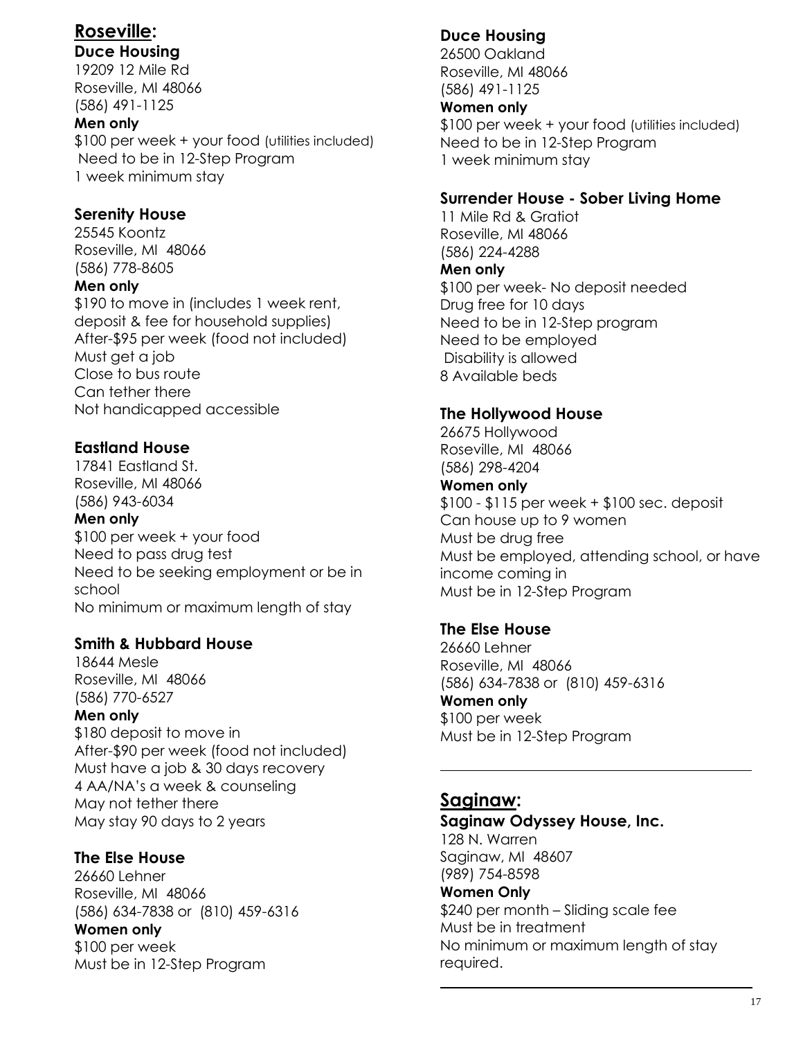## Roseville:

### Duce Housing
19209 12 Mile Rd
Roseville, MI 48066
(586) 491-1125
**Men only**
$100 per week + your food (utilities included)
Need to be in 12-Step Program
1 week minimum stay

### Serenity House
25545 Koontz
Roseville, MI 48066
(586) 778-8605
**Men only**
$190 to move in (includes 1 week rent, deposit & fee for household supplies)
After-$95 per week (food not included)
Must get a job
Close to bus route
Can tether there
Not handicapped accessible

### Eastland House
17841 Eastland St.
Roseville, MI 48066
(586) 943-6034
**Men only**
$100 per week + your food
Need to pass drug test
Need to be seeking employment or be in school
No minimum or maximum length of stay

### Smith & Hubbard House
18644 Mesle
Roseville, MI 48066
(586) 770-6527
**Men only**
$180 deposit to move in
After-$90 per week (food not included)
Must have a job & 30 days recovery
4 AA/NA's a week & counseling
May not tether there
May stay 90 days to 2 years

### The Else House
26660 Lehner
Roseville, MI 48066
(586) 634-7838 or (810) 459-6316
**Women only**
$100 per week
Must be in 12-Step Program

### Duce Housing
26500 Oakland
Roseville, MI 48066
(586) 491-1125
**Women only**
$100 per week + your food (utilities included)
Need to be in 12-Step Program
1 week minimum stay

### Surrender House - Sober Living Home
11 Mile Rd & Gratiot
Roseville, MI 48066
(586) 224-4288
**Men only**
$100 per week- No deposit needed
Drug free for 10 days
Need to be in 12-Step program
Need to be employed
Disability is allowed
8 Available beds

### The Hollywood House
26675 Hollywood
Roseville, MI 48066
(586) 298-4204
**Women only**
$100 - $115 per week + $100 sec. deposit
Can house up to 9 women
Must be drug free
Must be employed, attending school, or have income coming in
Must be in 12-Step Program

### The Else House
26660 Lehner
Roseville, MI 48066
(586) 634-7838 or (810) 459-6316
**Women only**
$100 per week
Must be in 12-Step Program

---

## Saginaw:

### Saginaw Odyssey House, Inc.
128 N. Warren
Saginaw, MI 48607
(989) 754-8598
**Women Only**
$240 per month – Sliding scale fee
Must be in treatment
No minimum or maximum length of stay required.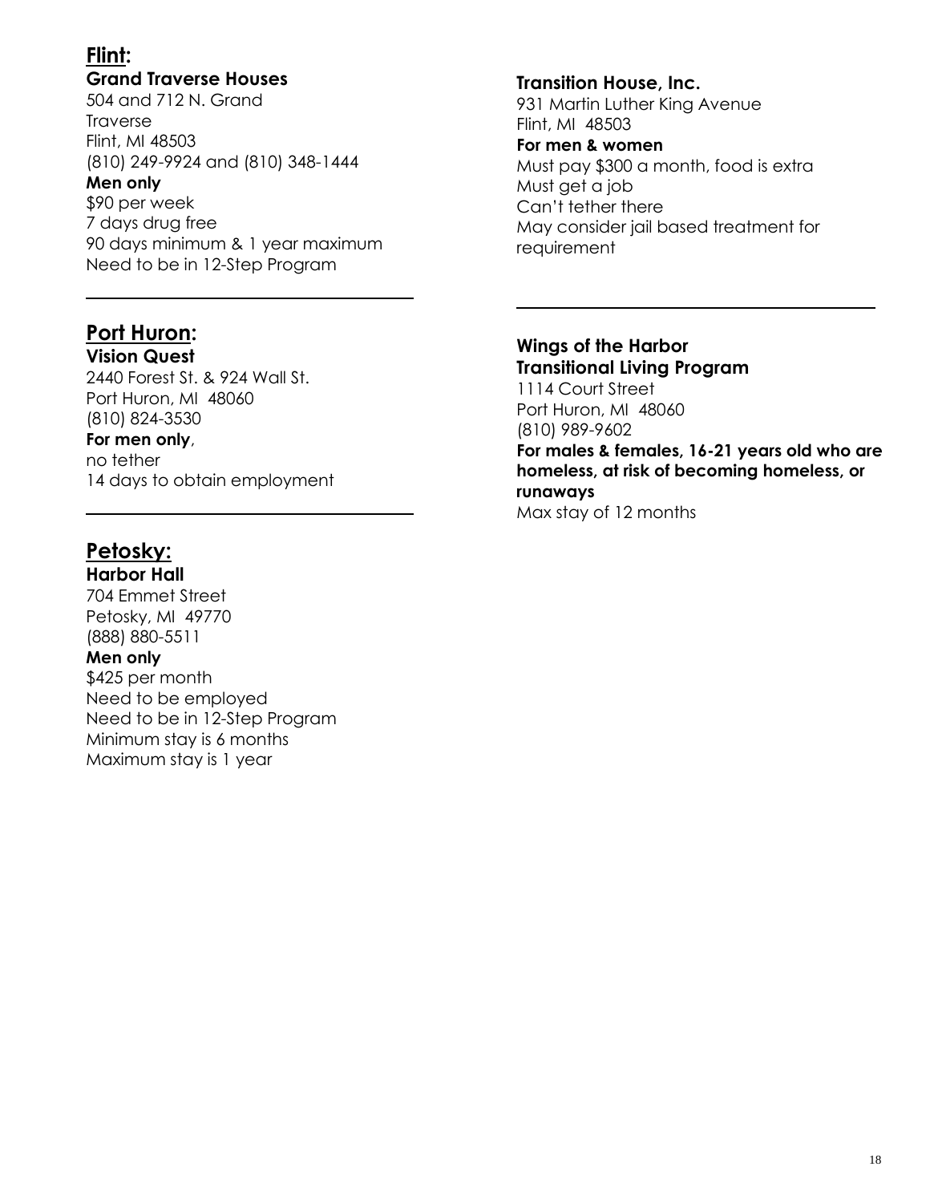## Flint:

### Grand Traverse Houses

504 and 712 N. Grand Traverse
Flint, MI 48503
(810) 249-9924 and (810) 348-1444

**Men only**

$90 per week
7 days drug free
90 days minimum & 1 year maximum
Need to be in 12-Step Program

### Transition House, Inc.

931 Martin Luther King Avenue
Flint, MI 48503

**For men & women**

Must pay $300 a month, food is extra
Must get a job
Can't tether there
May consider jail based treatment for requirement

---

## Port Huron:

### Vision Quest

2440 Forest St. & 924 Wall St.
Port Huron, MI 48060
(810) 824-3530

**For men only**,
no tether
14 days to obtain employment

### Wings of the Harbor Transitional Living Program

1114 Court Street
Port Huron, MI 48060
(810) 989-9602

**For males & females, 16-21 years old who are homeless, at risk of becoming homeless, or runaways**

Max stay of 12 months

---

## Petosky:

### Harbor Hall

704 Emmet Street
Petosky, MI 49770
(888) 880-5511

**Men only**

$425 per month
Need to be employed
Need to be in 12-Step Program
Minimum stay is 6 months
Maximum stay is 1 year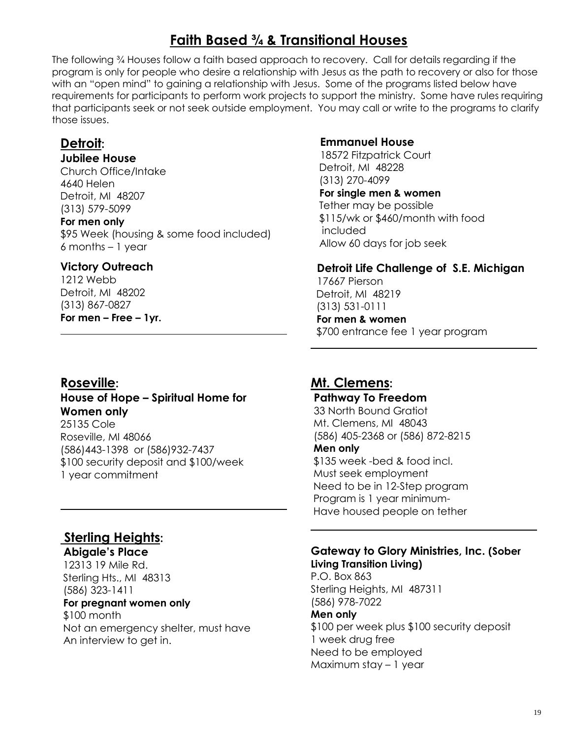# Faith Based ¾ & Transitional Houses

The following ¾ Houses follow a faith based approach to recovery. Call for details regarding if the program is only for people who desire a relationship with Jesus as the path to recovery or also for those with an "open mind" to gaining a relationship with Jesus. Some of the programs listed below have requirements for participants to perform work projects to support the ministry. Some have rules requiring that participants seek or not seek outside employment. You may call or write to the programs to clarify those issues.

## Detroit:

### Jubilee House

Church Office/Intake
4640 Helen
Detroit, MI 48207
(313) 579-5099
**For men only**
$95 Week (housing & some food included)
6 months – 1 year

### Victory Outreach

1212 Webb
Detroit, MI 48202
(313) 867-0827
**For men – Free – 1yr.**

### Emmanuel House

18572 Fitzpatrick Court
Detroit, MI 48228
(313) 270-4099
**For single men & women**
Tether may be possible
$115/wk or $460/month with food included
Allow 60 days for job seek

### Detroit Life Challenge of S.E. Michigan

17667 Pierson
Detroit, MI 48219
(313) 531-0111
**For men & women**
$700 entrance fee 1 year program

## Roseville:

### House of Hope – Spiritual Home for Women only

25135 Cole
Roseville, MI 48066
(586)443-1398 or (586)932-7437
$100 security deposit and $100/week
1 year commitment

## Mt. Clemens:

### Pathway To Freedom

33 North Bound Gratiot
Mt. Clemens, MI 48043
(586) 405-2368 or (586) 872-8215
**Men only**
$135 week -bed & food incl.
Must seek employment
Need to be in 12-Step program
Program is 1 year minimum-
Have housed people on tether

## Sterling Heights:

### Abigale's Place

12313 19 Mile Rd.
Sterling Hts., MI 48313
(586) 323-1411
**For pregnant women only**
$100 month
Not an emergency shelter, must have
An interview to get in.

### Gateway to Glory Ministries, Inc. (Sober Living Transition Living)

P.O. Box 863
Sterling Heights, MI 487311
(586) 978-7022
**Men only**
$100 per week plus $100 security deposit
1 week drug free
Need to be employed
Maximum stay – 1 year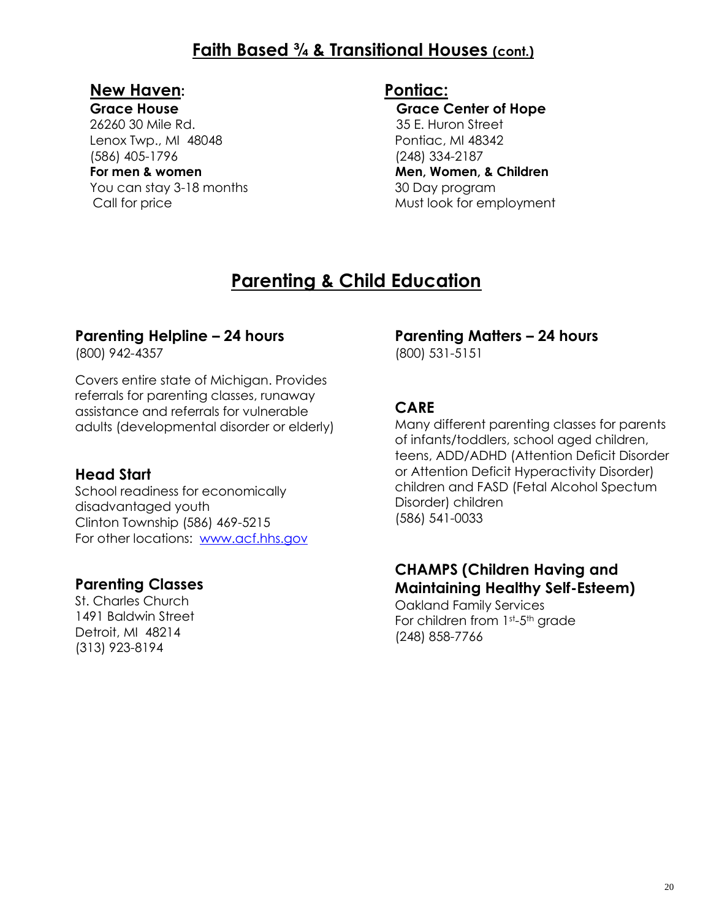## Faith Based ¾ & Transitional Houses (cont.)

### New Haven:

**Grace House**
26260 30 Mile Rd.
Lenox Twp., MI 48048
(586) 405-1796
**For men & women**
You can stay 3-18 months
Call for price

### Pontiac:

**Grace Center of Hope**
35 E. Huron Street
Pontiac, MI 48342
(248) 334-2187
**Men, Women, & Children**
30 Day program
Must look for employment

## Parenting & Child Education

### Parenting Helpline – 24 hours

(800) 942-4357

Covers entire state of Michigan. Provides referrals for parenting classes, runaway assistance and referrals for vulnerable adults (developmental disorder or elderly)

### Head Start

School readiness for economically disadvantaged youth
Clinton Township (586) 469-5215
For other locations: www.acf.hhs.gov

### Parenting Classes

St. Charles Church
1491 Baldwin Street
Detroit, MI 48214
(313) 923-8194

### Parenting Matters – 24 hours

(800) 531-5151

### CARE

Many different parenting classes for parents of infants/toddlers, school aged children, teens, ADD/ADHD (Attention Deficit Disorder or Attention Deficit Hyperactivity Disorder) children and FASD (Fetal Alcohol Spectum Disorder) children
(586) 541-0033

### CHAMPS (Children Having and Maintaining Healthy Self-Esteem)

Oakland Family Services
For children from 1st-5th grade
(248) 858-7766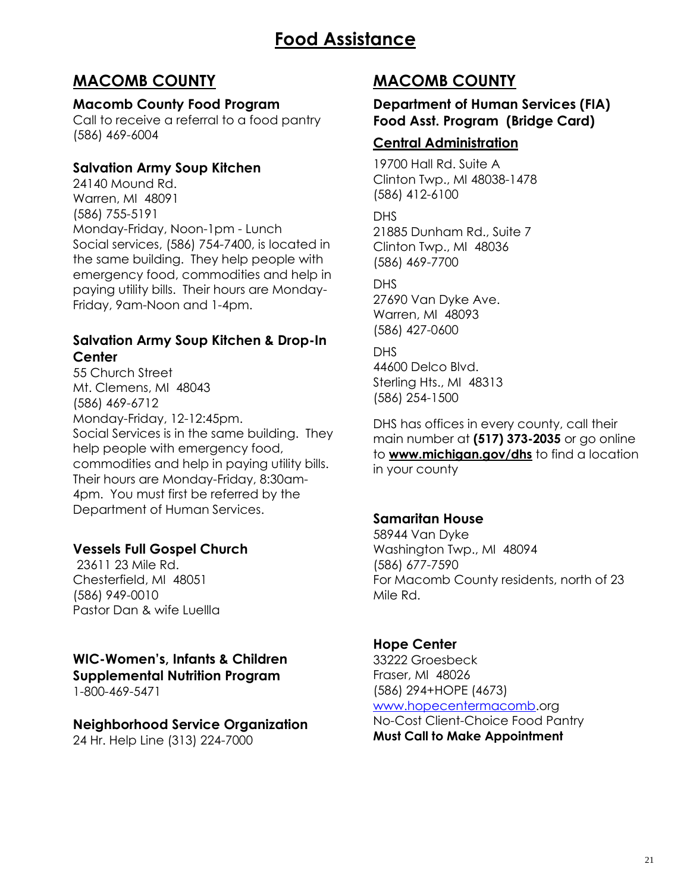# Food Assistance

## MACOMB COUNTY

### Macomb County Food Program

Call to receive a referral to a food pantry
(586) 469-6004

### Salvation Army Soup Kitchen

24140 Mound Rd.
Warren, MI 48091
(586) 755-5191
Monday-Friday, Noon-1pm - Lunch
Social services, (586) 754-7400, is located in the same building. They help people with emergency food, commodities and help in paying utility bills. Their hours are Monday-Friday, 9am-Noon and 1-4pm.

### Salvation Army Soup Kitchen & Drop-In Center

55 Church Street
Mt. Clemens, MI 48043
(586) 469-6712
Monday-Friday, 12-12:45pm.
Social Services is in the same building. They help people with emergency food, commodities and help in paying utility bills. Their hours are Monday-Friday, 8:30am-4pm. You must first be referred by the Department of Human Services.

### Vessels Full Gospel Church

23611 23 Mile Rd.
Chesterfield, MI 48051
(586) 949-0010
Pastor Dan & wife Luellla

### WIC-Women's, Infants & Children Supplemental Nutrition Program

1-800-469-5471

### Neighborhood Service Organization

24 Hr. Help Line (313) 224-7000

## MACOMB COUNTY

### Department of Human Services (FIA) Food Asst. Program (Bridge Card)

#### Central Administration

19700 Hall Rd. Suite A
Clinton Twp., MI 48038-1478
(586) 412-6100

DHS
21885 Dunham Rd., Suite 7
Clinton Twp., MI 48036
(586) 469-7700

DHS
27690 Van Dyke Ave.
Warren, MI 48093
(586) 427-0600

DHS
44600 Delco Blvd.
Sterling Hts., MI 48313
(586) 254-1500

DHS has offices in every county, call their main number at **(517) 373-2035** or go online to **www.michigan.gov/dhs** to find a location in your county

### Samaritan House

58944 Van Dyke
Washington Twp., MI 48094
(586) 677-7590
For Macomb County residents, north of 23 Mile Rd.

### Hope Center

33222 Groesbeck
Fraser, MI 48026
(586) 294+HOPE (4673)
www.hopecentermacomb.org
No-Cost Client-Choice Food Pantry
**Must Call to Make Appointment**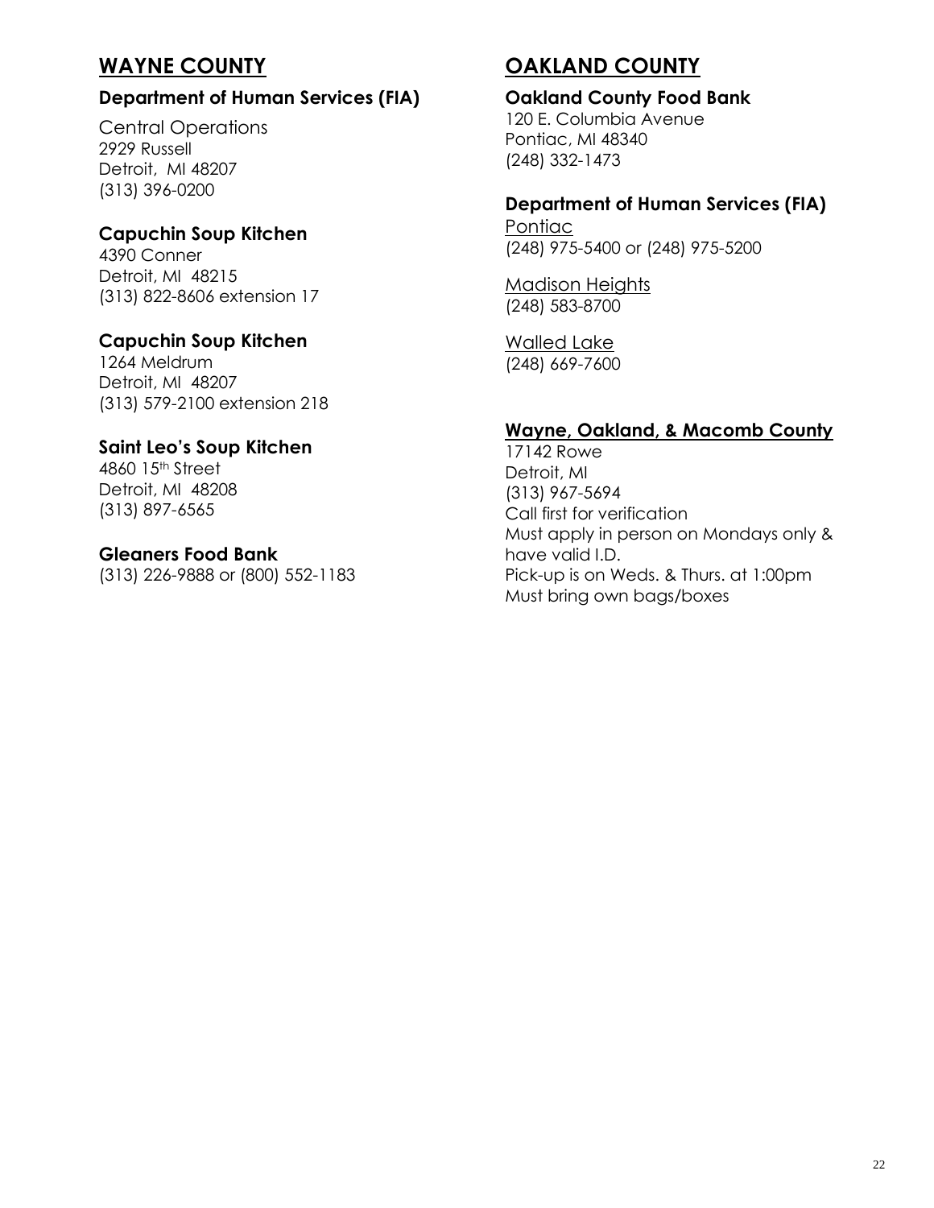## WAYNE COUNTY

### Department of Human Services (FIA)

Central Operations
2929 Russell
Detroit, MI 48207
(313) 396-0200

### Capuchin Soup Kitchen

4390 Conner
Detroit, MI 48215
(313) 822-8606 extension 17

### Capuchin Soup Kitchen

1264 Meldrum
Detroit, MI 48207
(313) 579-2100 extension 218

### Saint Leo's Soup Kitchen

4860 15th Street
Detroit, MI 48208
(313) 897-6565

### Gleaners Food Bank

(313) 226-9888 or (800) 552-1183

## OAKLAND COUNTY

### Oakland County Food Bank

120 E. Columbia Avenue
Pontiac, MI 48340
(248) 332-1473

### Department of Human Services (FIA)

Pontiac
(248) 975-5400 or (248) 975-5200

Madison Heights
(248) 583-8700

Walled Lake
(248) 669-7600

### Wayne, Oakland, & Macomb County

17142 Rowe
Detroit, MI
(313) 967-5694
Call first for verification
Must apply in person on Mondays only & have valid I.D.
Pick-up is on Weds. & Thurs. at 1:00pm
Must bring own bags/boxes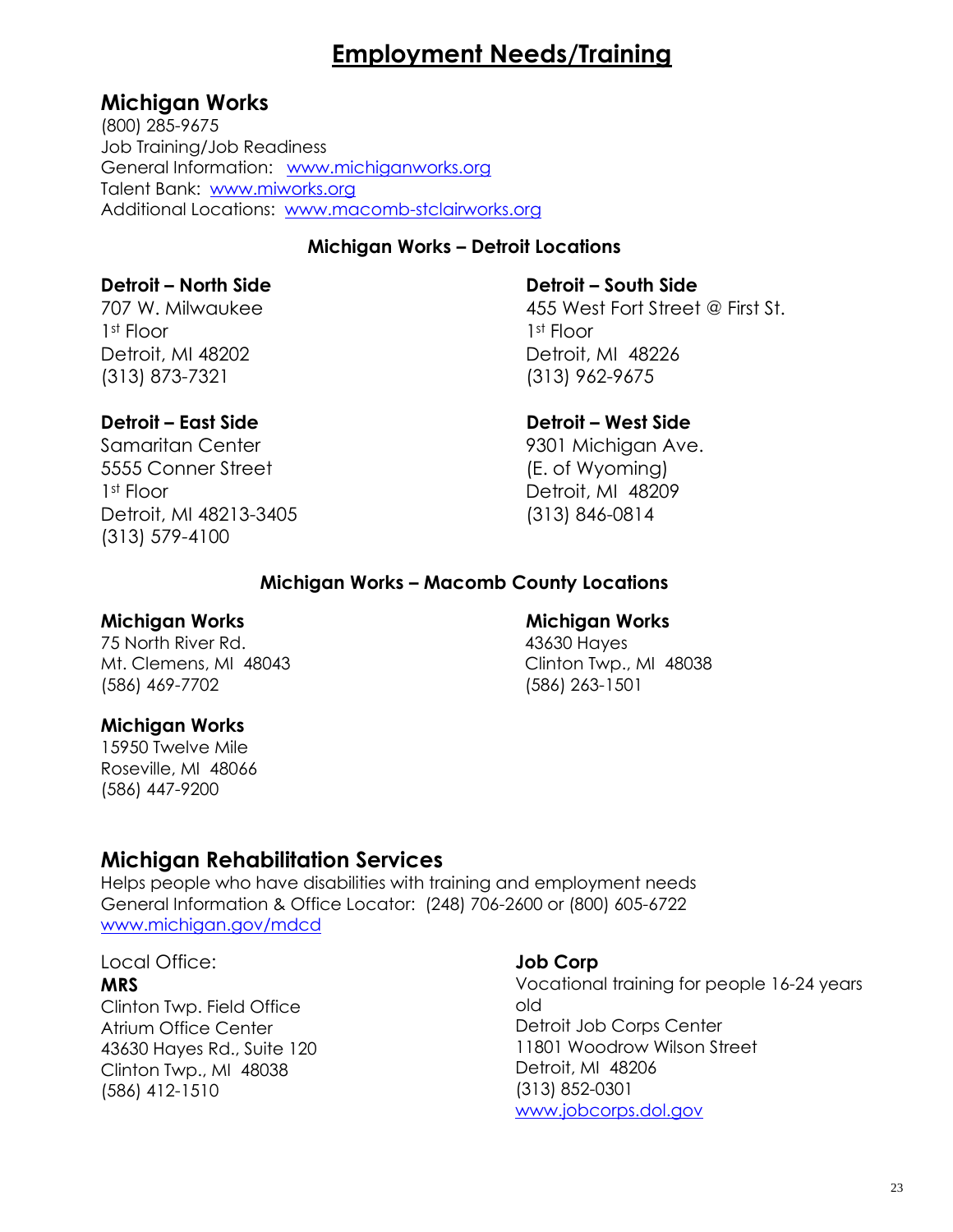# Employment Needs/Training

## Michigan Works

(800) 285-9675
Job Training/Job Readiness
General Information: www.michiganworks.org
Talent Bank: www.miworks.org
Additional Locations: www.macomb-stclairworks.org

### Michigan Works – Detroit Locations

**Detroit – North Side**
707 W. Milwaukee
1st Floor
Detroit, MI 48202
(313) 873-7321

**Detroit – South Side**
455 West Fort Street @ First St.
1st Floor
Detroit, MI 48226
(313) 962-9675

**Detroit – East Side**
Samaritan Center
5555 Conner Street
1st Floor
Detroit, MI 48213-3405
(313) 579-4100

**Detroit – West Side**
9301 Michigan Ave.
(E. of Wyoming)
Detroit, MI 48209
(313) 846-0814

### Michigan Works – Macomb County Locations

**Michigan Works**
75 North River Rd.
Mt. Clemens, MI 48043
(586) 469-7702

**Michigan Works**
43630 Hayes
Clinton Twp., MI 48038
(586) 263-1501

**Michigan Works**
15950 Twelve Mile
Roseville, MI 48066
(586) 447-9200

## Michigan Rehabilitation Services

Helps people who have disabilities with training and employment needs
General Information & Office Locator: (248) 706-2600 or (800) 605-6722
www.michigan.gov/mdcd

Local Office:
**MRS**
Clinton Twp. Field Office
Atrium Office Center
43630 Hayes Rd., Suite 120
Clinton Twp., MI 48038
(586) 412-1510

**Job Corp**
Vocational training for people 16-24 years old
Detroit Job Corps Center
11801 Woodrow Wilson Street
Detroit, MI 48206
(313) 852-0301
www.jobcorps.dol.gov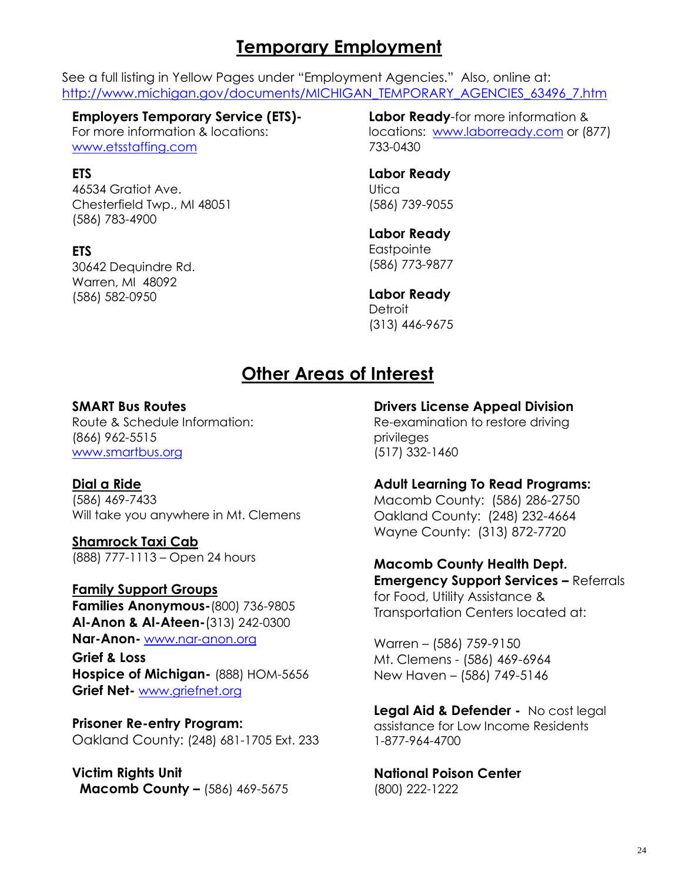## Temporary Employment

See a full listing in Yellow Pages under "Employment Agencies." Also, online at: http://www.michigan.gov/documents/MICHIGAN_TEMPORARY_AGENCIES_63496_7.htm

**Employers Temporary Service (ETS)-**
For more information & locations:
www.etsstaffing.com

**ETS**
46534 Gratiot Ave.
Chesterfield Twp., MI 48051
(586) 783-4900

**ETS**
30642 Dequindre Rd.
Warren, MI 48092
(586) 582-0950

**Labor Ready**-for more information & locations: www.laborready.com or (877) 733-0430

**Labor Ready**
Utica
(586) 739-9055

**Labor Ready**
Eastpointe
(586) 773-9877

**Labor Ready**
Detroit
(313) 446-9675

## Other Areas of Interest

**SMART Bus Routes**
Route & Schedule Information:
(866) 962-5515
www.smartbus.org

**Dial a Ride**
(586) 469-7433
Will take you anywhere in Mt. Clemens

**Shamrock Taxi Cab**
(888) 777-1113 – Open 24 hours

**Family Support Groups**
**Families Anonymous-**(800) 736-9805
**Al-Anon & Al-Ateen-**(313) 242-0300
**Nar-Anon-** www.nar-anon.org
**Grief & Loss**
**Hospice of Michigan-** (888) HOM-5656
**Grief Net-** www.griefnet.org

**Prisoner Re-entry Program:**
Oakland County: (248) 681-1705 Ext. 233

**Victim Rights Unit**
**Macomb County –** (586) 469-5675

**Drivers License Appeal Division**
Re-examination to restore driving privileges
(517) 332-1460

**Adult Learning To Read Programs:**
Macomb County: (586) 286-2750
Oakland County: (248) 232-4664
Wayne County: (313) 872-7720

**Macomb County Health Dept.**
**Emergency Support Services –** Referrals for Food, Utility Assistance & Transportation Centers located at:

Warren – (586) 759-9150
Mt. Clemens - (586) 469-6964
New Haven – (586) 749-5146

**Legal Aid & Defender -** No cost legal assistance for Low Income Residents
1-877-964-4700

**National Poison Center**
(800) 222-1222